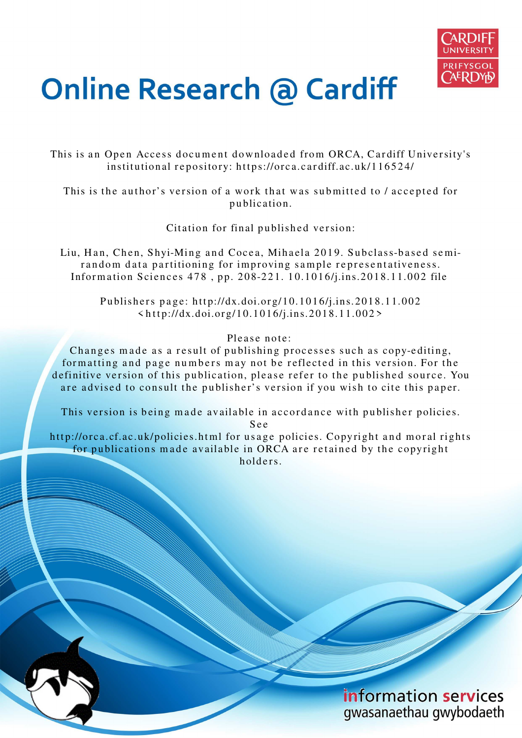# Online Research @ Cardiff

This is an Open Access document downloaded from ORCA, Cardiff University's institutional repository: https://orca.cardiff.ac.uk/116524/

This is the author's version of a work that was submitted to / accepted for publication.

Citation for final published version:

Liu, Han, Chen, Shyi-Ming and Cocea, Mihaela 2019. Subclass-based semi-random data partitioning for improving sample representativeness. Information Sciences 478 , pp. 208-221. 10.1016/j.ins.2018.11.002 file

Publishers page: http://dx.doi.org/10.1016/j.ins.2018.11.002 <http://dx.doi.org/10.1016/j.ins.2018.11.002>

Please note:
Changes made as a result of publishing processes such as copy-editing, formatting and page numbers may not be reflected in this version. For the definitive version of this publication, please refer to the published source. You are advised to consult the publisher's version if you wish to cite this paper.

This version is being made available in accordance with publisher policies. See
http://orca.cf.ac.uk/policies.html for usage policies. Copyright and moral rights for publications made available in ORCA are retained by the copyright holders.

information services
gwasanaethau gwybodaeth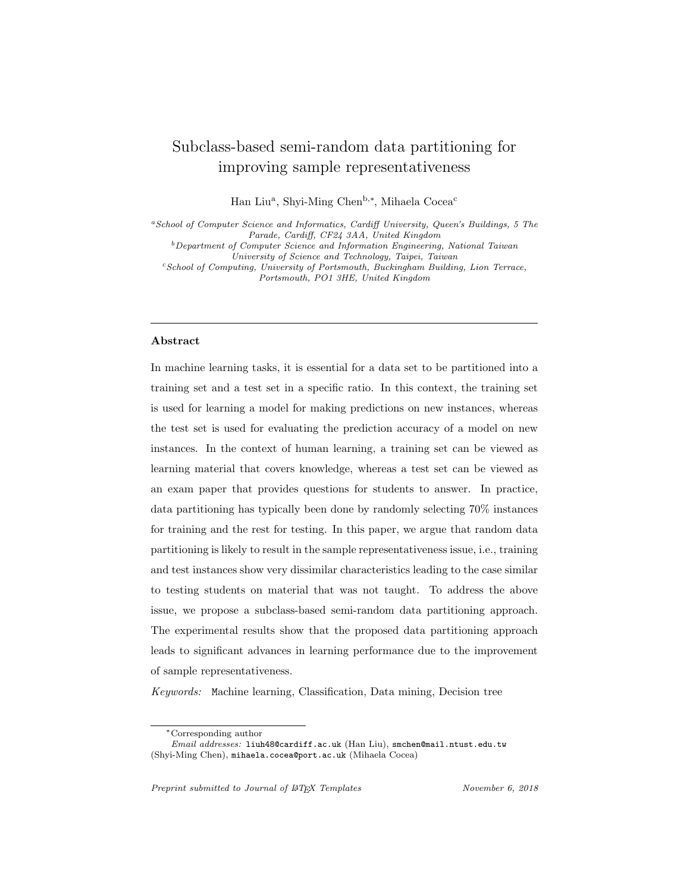# Subclass-based semi-random data partitioning for improving sample representativeness

Han Liu[a], Shyi-Ming Chen[b,*], Mihaela Cocea[c]

[a]*School of Computer Science and Informatics, Cardiff University, Queen's Buildings, 5 The Parade, Cardiff, CF24 3AA, United Kingdom*

[b]*Department of Computer Science and Information Engineering, National Taiwan University of Science and Technology, Taipei, Taiwan*

[c]*School of Computing, University of Portsmouth, Buckingham Building, Lion Terrace, Portsmouth, PO1 3HE, United Kingdom*

---

## Abstract

In machine learning tasks, it is essential for a data set to be partitioned into a training set and a test set in a specific ratio. In this context, the training set is used for learning a model for making predictions on new instances, whereas the test set is used for evaluating the prediction accuracy of a model on new instances. In the context of human learning, a training set can be viewed as learning material that covers knowledge, whereas a test set can be viewed as an exam paper that provides questions for students to answer. In practice, data partitioning has typically been done by randomly selecting 70% instances for training and the rest for testing. In this paper, we argue that random data partitioning is likely to result in the sample representativeness issue, i.e., training and test instances show very dissimilar characteristics leading to the case similar to testing students on material that was not taught. To address the above issue, we propose a subclass-based semi-random data partitioning approach. The experimental results show that the proposed data partitioning approach leads to significant advances in learning performance due to the improvement of sample representativeness.

*Keywords:* Machine learning, Classification, Data mining, Decision tree

---

*Corresponding author

*Email addresses:* liuh48@cardiff.ac.uk (Han Liu), smchen@mail.ntust.edu.tw (Shyi-Ming Chen), mihaela.cocea@port.ac.uk (Mihaela Cocea)

*Preprint submitted to Journal of LaTeX Templates* — *November 6, 2018*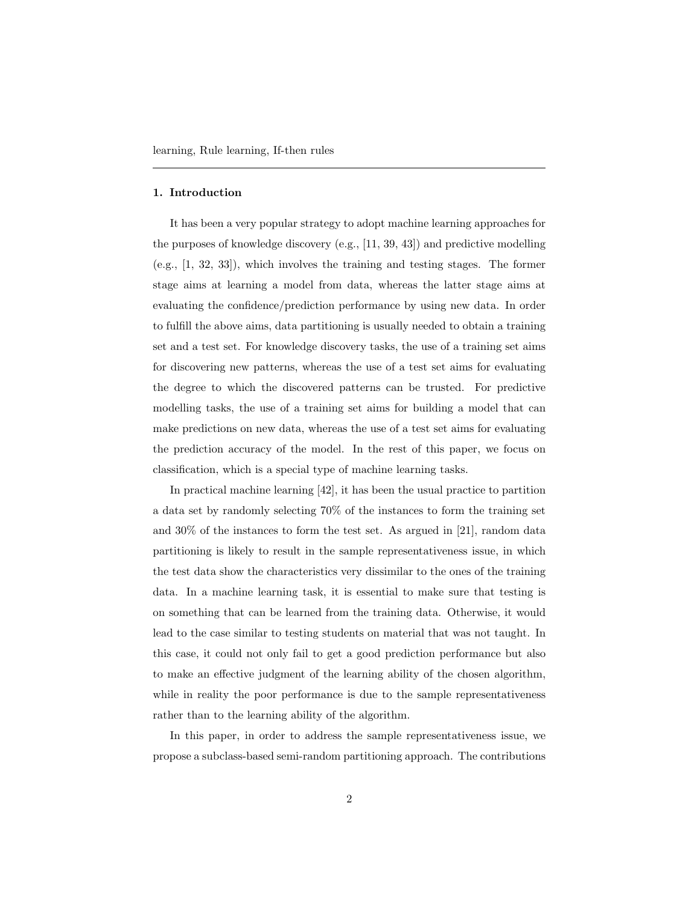learning, Rule learning, If-then rules

---

## 1. Introduction

It has been a very popular strategy to adopt machine learning approaches for the purposes of knowledge discovery (e.g., [11, 39, 43]) and predictive modelling (e.g., [1, 32, 33]), which involves the training and testing stages. The former stage aims at learning a model from data, whereas the latter stage aims at evaluating the confidence/prediction performance by using new data. In order to fulfill the above aims, data partitioning is usually needed to obtain a training set and a test set. For knowledge discovery tasks, the use of a training set aims for discovering new patterns, whereas the use of a test set aims for evaluating the degree to which the discovered patterns can be trusted. For predictive modelling tasks, the use of a training set aims for building a model that can make predictions on new data, whereas the use of a test set aims for evaluating the prediction accuracy of the model. In the rest of this paper, we focus on classification, which is a special type of machine learning tasks.

In practical machine learning [42], it has been the usual practice to partition a data set by randomly selecting 70% of the instances to form the training set and 30% of the instances to form the test set. As argued in [21], random data partitioning is likely to result in the sample representativeness issue, in which the test data show the characteristics very dissimilar to the ones of the training data. In a machine learning task, it is essential to make sure that testing is on something that can be learned from the training data. Otherwise, it would lead to the case similar to testing students on material that was not taught. In this case, it could not only fail to get a good prediction performance but also to make an effective judgment of the learning ability of the chosen algorithm, while in reality the poor performance is due to the sample representativeness rather than to the learning ability of the algorithm.

In this paper, in order to address the sample representativeness issue, we propose a subclass-based semi-random partitioning approach. The contributions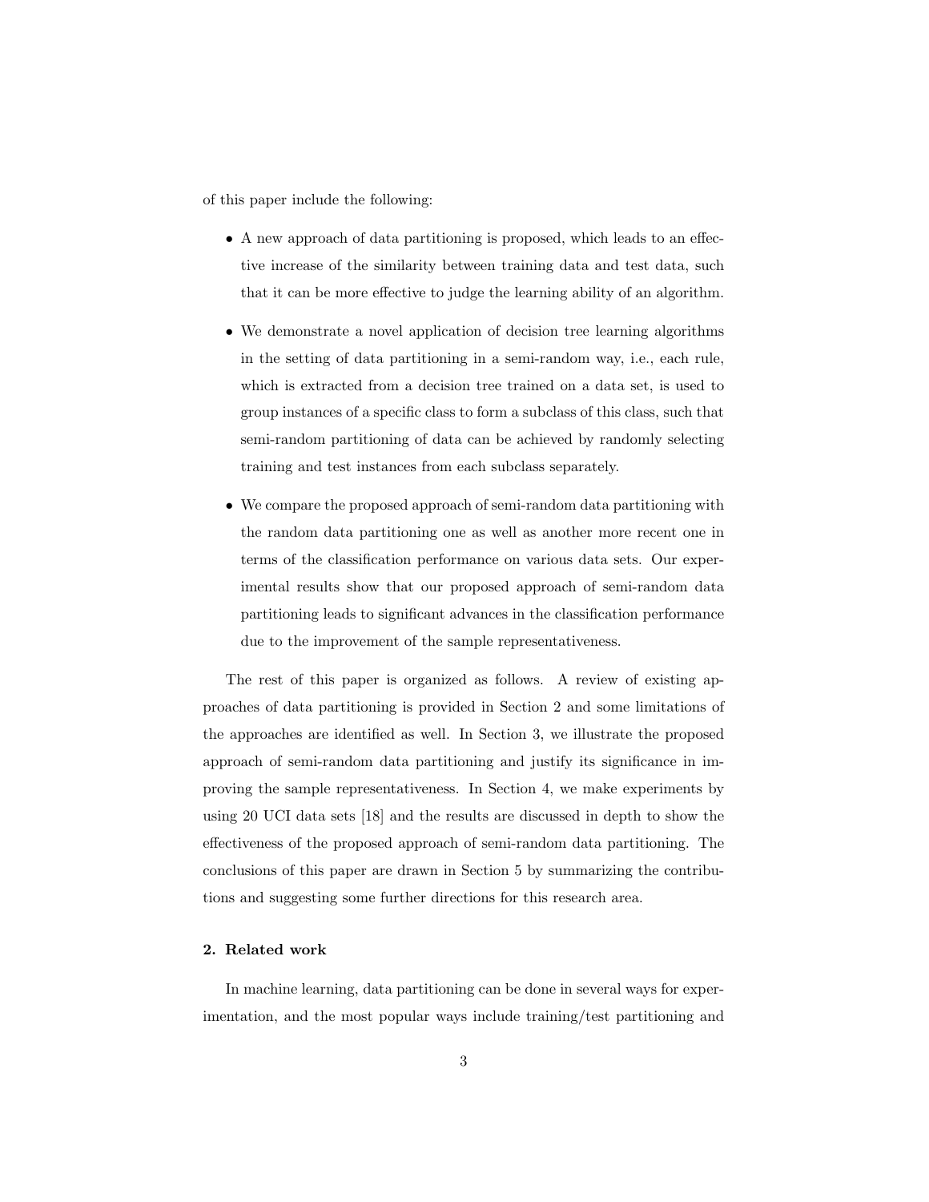of this paper include the following:

- A new approach of data partitioning is proposed, which leads to an effective increase of the similarity between training data and test data, such that it can be more effective to judge the learning ability of an algorithm.
- We demonstrate a novel application of decision tree learning algorithms in the setting of data partitioning in a semi-random way, i.e., each rule, which is extracted from a decision tree trained on a data set, is used to group instances of a specific class to form a subclass of this class, such that semi-random partitioning of data can be achieved by randomly selecting training and test instances from each subclass separately.
- We compare the proposed approach of semi-random data partitioning with the random data partitioning one as well as another more recent one in terms of the classification performance on various data sets. Our experimental results show that our proposed approach of semi-random data partitioning leads to significant advances in the classification performance due to the improvement of the sample representativeness.

The rest of this paper is organized as follows. A review of existing approaches of data partitioning is provided in Section 2 and some limitations of the approaches are identified as well. In Section 3, we illustrate the proposed approach of semi-random data partitioning and justify its significance in improving the sample representativeness. In Section 4, we make experiments by using 20 UCI data sets [18] and the results are discussed in depth to show the effectiveness of the proposed approach of semi-random data partitioning. The conclusions of this paper are drawn in Section 5 by summarizing the contributions and suggesting some further directions for this research area.

## 2. Related work

In machine learning, data partitioning can be done in several ways for experimentation, and the most popular ways include training/test partitioning and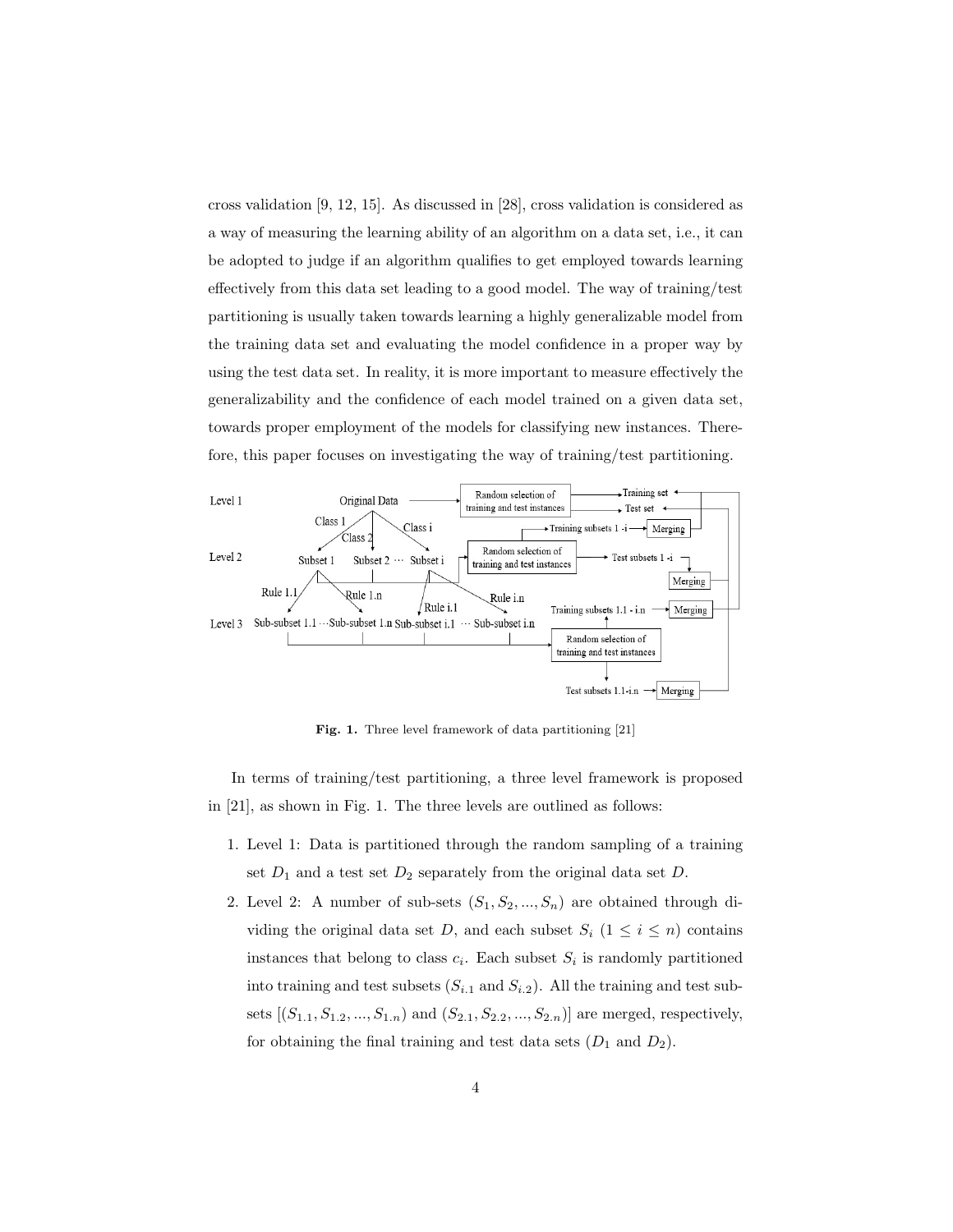cross validation [9, 12, 15]. As discussed in [28], cross validation is considered as a way of measuring the learning ability of an algorithm on a data set, i.e., it can be adopted to judge if an algorithm qualifies to get employed towards learning effectively from this data set leading to a good model. The way of training/test partitioning is usually taken towards learning a highly generalizable model from the training data set and evaluating the model confidence in a proper way by using the test data set. In reality, it is more important to measure effectively the generalizability and the confidence of each model trained on a given data set, towards proper employment of the models for classifying new instances. Therefore, this paper focuses on investigating the way of training/test partitioning.

**Fig. 1.** Three level framework of data partitioning [21]

In terms of training/test partitioning, a three level framework is proposed in [21], as shown in Fig. 1. The three levels are outlined as follows:

1. Level 1: Data is partitioned through the random sampling of a training set $D_1$ and a test set $D_2$ separately from the original data set $D$.
2. Level 2: A number of sub-sets $(S_1, S_2, ..., S_n)$ are obtained through dividing the original data set $D$, and each subset $S_i$ $(1 \leq i \leq n)$ contains instances that belong to class $c_i$. Each subset $S_i$ is randomly partitioned into training and test subsets ($S_{i.1}$ and $S_{i.2}$). All the training and test subsets $[(S_{1.1}, S_{1.2}, ..., S_{1.n})$ and $(S_{2.1}, S_{2.2}, ..., S_{2.n})]$ are merged, respectively, for obtaining the final training and test data sets ($D_1$ and $D_2$).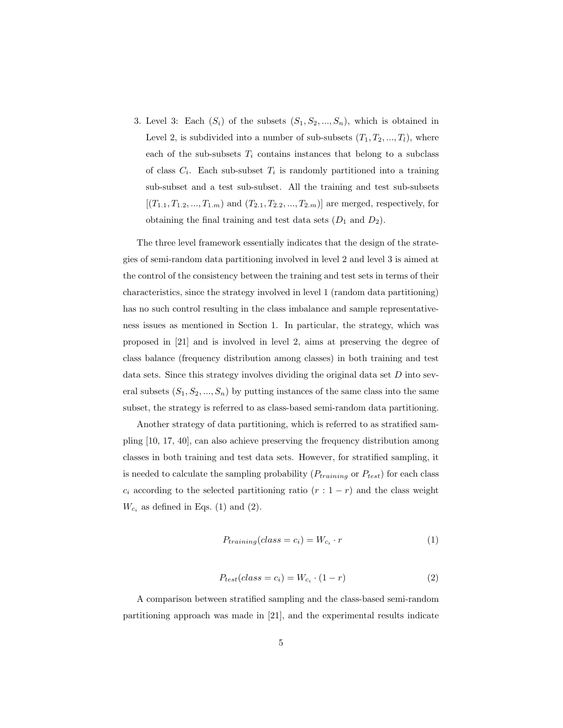3. Level 3: Each $(S_i)$ of the subsets $(S_1, S_2, ..., S_n)$, which is obtained in Level 2, is subdivided into a number of sub-subsets $(T_1, T_2, ..., T_l)$, where each of the sub-subsets $T_i$ contains instances that belong to a subclass of class $C_i$. Each sub-subset $T_i$ is randomly partitioned into a training sub-subset and a test sub-subset. All the training and test sub-subsets $[(T_{1.1}, T_{1.2}, ..., T_{1.m})$ and $(T_{2.1}, T_{2.2}, ..., T_{2.m})]$ are merged, respectively, for obtaining the final training and test data sets ($D_1$ and $D_2$).

The three level framework essentially indicates that the design of the strategies of semi-random data partitioning involved in level 2 and level 3 is aimed at the control of the consistency between the training and test sets in terms of their characteristics, since the strategy involved in level 1 (random data partitioning) has no such control resulting in the class imbalance and sample representativeness issues as mentioned in Section 1. In particular, the strategy, which was proposed in [21] and is involved in level 2, aims at preserving the degree of class balance (frequency distribution among classes) in both training and test data sets. Since this strategy involves dividing the original data set $D$ into several subsets $(S_1, S_2, ..., S_n)$ by putting instances of the same class into the same subset, the strategy is referred to as class-based semi-random data partitioning.

Another strategy of data partitioning, which is referred to as stratified sampling [10, 17, 40], can also achieve preserving the frequency distribution among classes in both training and test data sets. However, for stratified sampling, it is needed to calculate the sampling probability ($P_{training}$ or $P_{test}$) for each class $c_i$ according to the selected partitioning ratio $(r : 1 - r)$ and the class weight $W_{c_i}$ as defined in Eqs. (1) and (2).

$$P_{training}(class = c_i) = W_{c_i} \cdot r \tag{1}$$

$$P_{test}(class = c_i) = W_{c_i} \cdot (1 - r) \tag{2}$$

A comparison between stratified sampling and the class-based semi-random partitioning approach was made in [21], and the experimental results indicate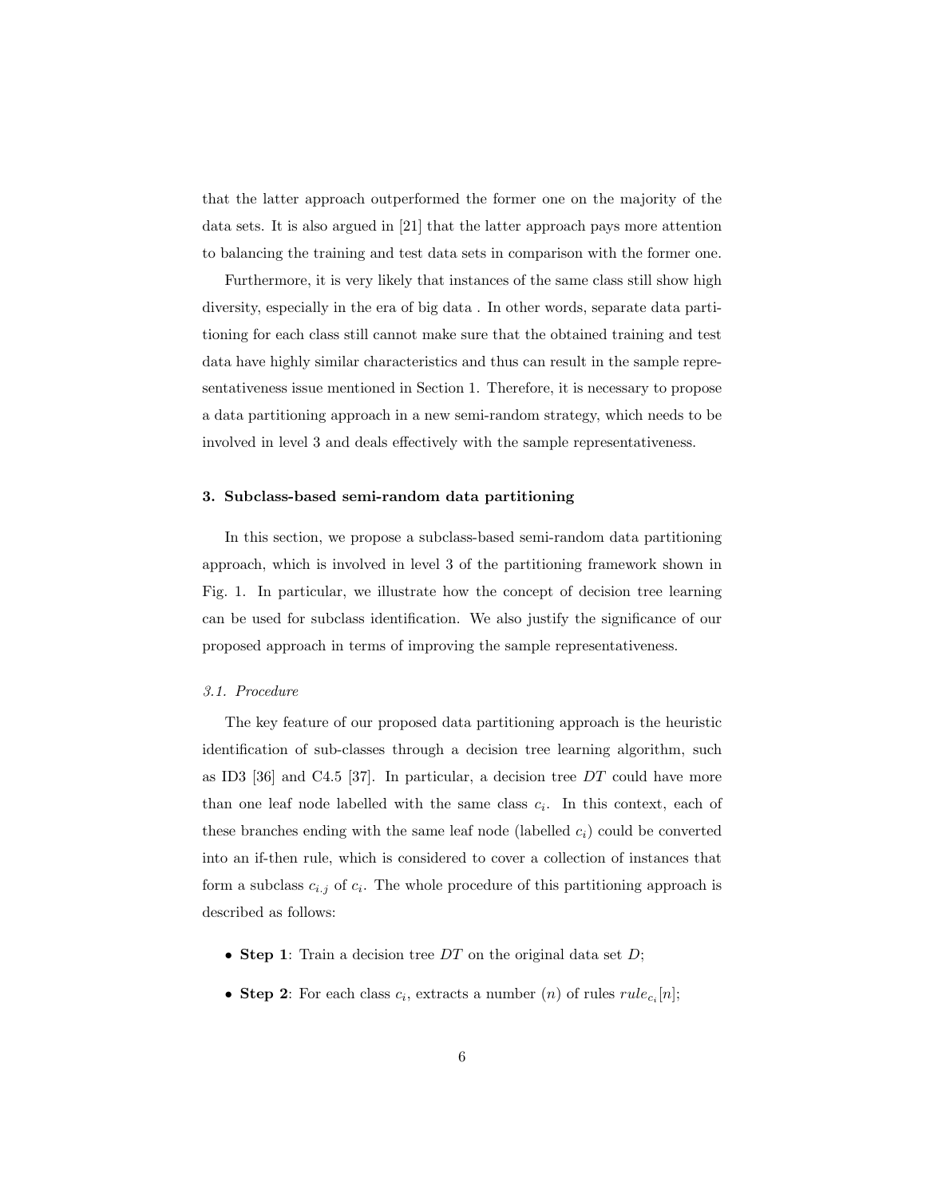that the latter approach outperformed the former one on the majority of the data sets. It is also argued in [21] that the latter approach pays more attention to balancing the training and test data sets in comparison with the former one.

Furthermore, it is very likely that instances of the same class still show high diversity, especially in the era of big data . In other words, separate data partitioning for each class still cannot make sure that the obtained training and test data have highly similar characteristics and thus can result in the sample representativeness issue mentioned in Section 1. Therefore, it is necessary to propose a data partitioning approach in a new semi-random strategy, which needs to be involved in level 3 and deals effectively with the sample representativeness.

## 3. Subclass-based semi-random data partitioning

In this section, we propose a subclass-based semi-random data partitioning approach, which is involved in level 3 of the partitioning framework shown in Fig. 1. In particular, we illustrate how the concept of decision tree learning can be used for subclass identification. We also justify the significance of our proposed approach in terms of improving the sample representativeness.

### *3.1. Procedure*

The key feature of our proposed data partitioning approach is the heuristic identification of sub-classes through a decision tree learning algorithm, such as ID3 [36] and C4.5 [37]. In particular, a decision tree $DT$ could have more than one leaf node labelled with the same class $c_i$. In this context, each of these branches ending with the same leaf node (labelled $c_i$) could be converted into an if-then rule, which is considered to cover a collection of instances that form a subclass $c_{i.j}$ of $c_i$. The whole procedure of this partitioning approach is described as follows:

- **Step 1**: Train a decision tree $DT$ on the original data set $D$;
- **Step 2**: For each class $c_i$, extracts a number $(n)$ of rules $rule_{c_i}[n]$;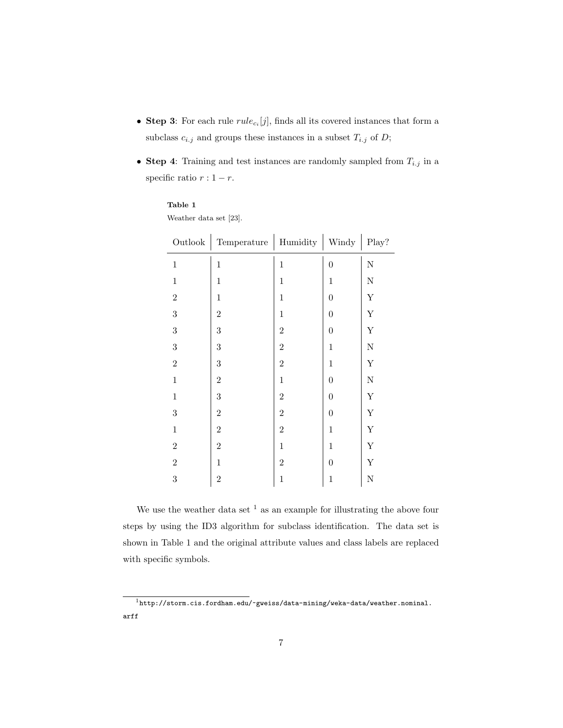- **Step 3**: For each rule $rule_{c_i}[j]$, finds all its covered instances that form a subclass $c_{i.j}$ and groups these instances in a subset $T_{i.j}$ of $D$;
- **Step 4**: Training and test instances are randomly sampled from $T_{i.j}$ in a specific ratio $r : 1 - r$.

**Table 1**

Weather data set [23].

| Outlook | Temperature | Humidity | Windy | Play? |
|---|---|---|---|---|
| 1 | 1 | 1 | 0 | N |
| 1 | 1 | 1 | 1 | N |
| 2 | 1 | 1 | 0 | Y |
| 3 | 2 | 1 | 0 | Y |
| 3 | 3 | 2 | 0 | Y |
| 3 | 3 | 2 | 1 | N |
| 2 | 3 | 2 | 1 | Y |
| 1 | 2 | 1 | 0 | N |
| 1 | 3 | 2 | 0 | Y |
| 3 | 2 | 2 | 0 | Y |
| 1 | 2 | 2 | 1 | Y |
| 2 | 2 | 1 | 1 | Y |
| 2 | 1 | 2 | 0 | Y |
| 3 | 2 | 1 | 1 | N |

We use the weather data set [1] as an example for illustrating the above four steps by using the ID3 algorithm for subclass identification. The data set is shown in Table 1 and the original attribute values and class labels are replaced with specific symbols.

[1] http://storm.cis.fordham.edu/~gweiss/data-mining/weka-data/weather.nominal.arff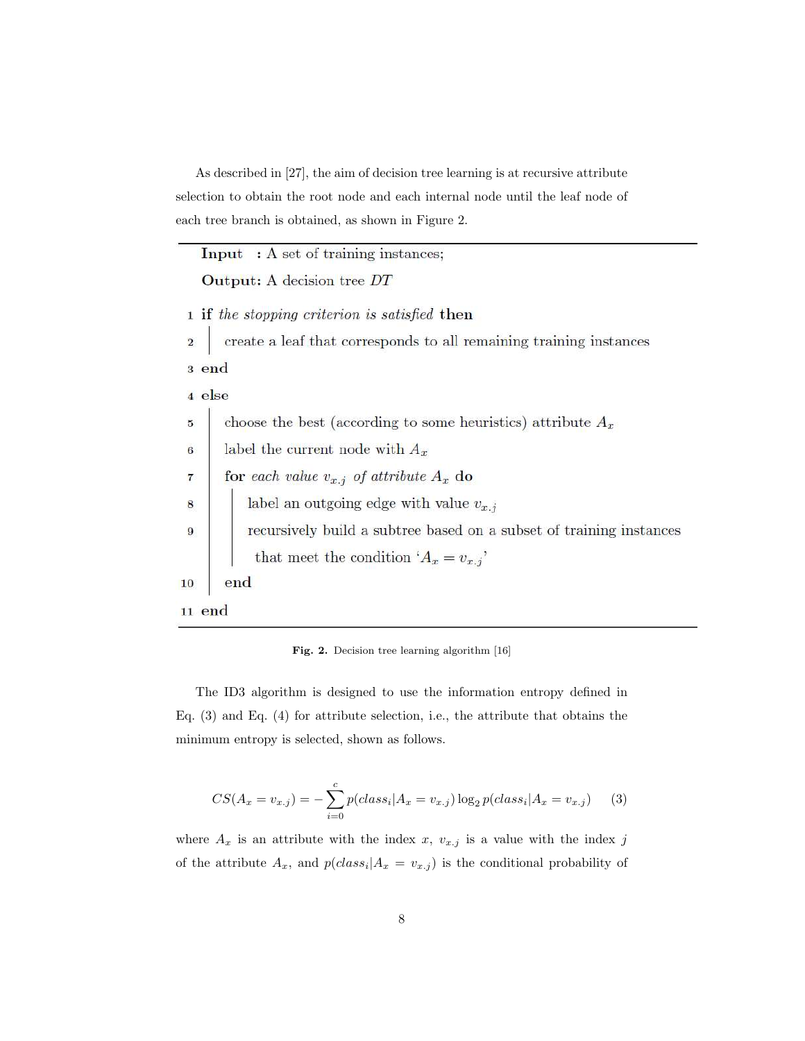As described in [27], the aim of decision tree learning is at recursive attribute selection to obtain the root node and each internal node until the leaf node of each tree branch is obtained, as shown in Figure 2.

---

**Input :** A set of training instances;

**Output:** A decision tree $DT$

```
1  if the stopping criterion is satisfied then
2  |   create a leaf that corresponds to all remaining training instances
3  end
4  else
5  |   choose the best (according to some heuristics) attribute A_x
6  |   label the current node with A_x
7  |   for each value v_x.j of attribute A_x do
8  |   |   label an outgoing edge with value v_x.j
9  |   |   recursively build a subtree based on a subset of training instances
   |   |    that meet the condition 'A_x = v_x.j'
10 |   end
11 end
```

---

**Fig. 2.** Decision tree learning algorithm [16]

The ID3 algorithm is designed to use the information entropy defined in Eq. (3) and Eq. (4) for attribute selection, i.e., the attribute that obtains the minimum entropy is selected, shown as follows.

$$CS(A_x = v_{x.j}) = -\sum_{i=0}^{c} p(class_i|A_x = v_{x.j}) \log_2 p(class_i|A_x = v_{x.j}) \quad (3)$$

where $A_x$ is an attribute with the index $x$, $v_{x.j}$ is a value with the index $j$ of the attribute $A_x$, and $p(class_i|A_x = v_{x.j})$ is the conditional probability of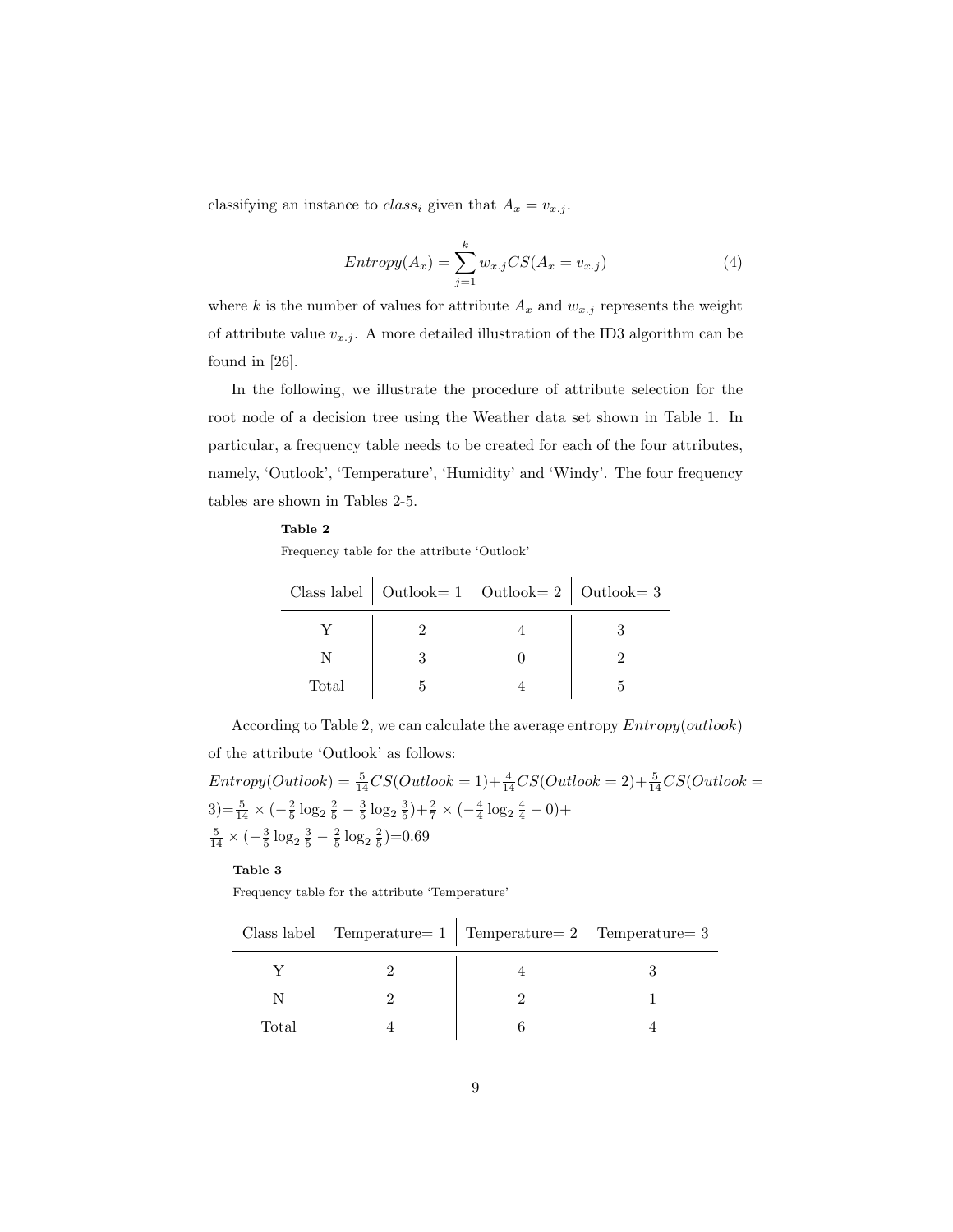classifying an instance to $class_i$ given that $A_x = v_{x.j}$.

$$Entropy(A_x) = \sum_{j=1}^{k} w_{x.j} CS(A_x = v_{x.j}) \tag{4}$$

where $k$ is the number of values for attribute $A_x$ and $w_{x.j}$ represents the weight of attribute value $v_{x.j}$. A more detailed illustration of the ID3 algorithm can be found in [26].

In the following, we illustrate the procedure of attribute selection for the root node of a decision tree using the Weather data set shown in Table 1. In particular, a frequency table needs to be created for each of the four attributes, namely, 'Outlook', 'Temperature', 'Humidity' and 'Windy'. The four frequency tables are shown in Tables 2-5.

**Table 2**

Frequency table for the attribute 'Outlook'

| Class label | Outlook= 1 | Outlook= 2 | Outlook= 3 |
|---|---|---|---|
| Y | 2 | 4 | 3 |
| N | 3 | 0 | 2 |
| Total | 5 | 4 | 5 |

According to Table 2, we can calculate the average entropy $Entropy(outlook)$ of the attribute 'Outlook' as follows:

$Entropy(Outlook) = \frac{5}{14}CS(Outlook = 1) + \frac{4}{14}CS(Outlook = 2) + \frac{5}{14}CS(Outlook = 3) = \frac{5}{14} \times (-\frac{2}{5}\log_2 \frac{2}{5} - \frac{3}{5}\log_2 \frac{3}{5}) + \frac{2}{7} \times (-\frac{4}{4}\log_2 \frac{4}{4} - 0) + \frac{5}{14} \times (-\frac{3}{5}\log_2 \frac{3}{5} - \frac{2}{5}\log_2 \frac{2}{5}) = 0.69$

**Table 3**

Frequency table for the attribute 'Temperature'

| Class label | Temperature= 1 | Temperature= 2 | Temperature= 3 |
|---|---|---|---|
| Y | 2 | 4 | 3 |
| N | 2 | 2 | 1 |
| Total | 4 | 6 | 4 |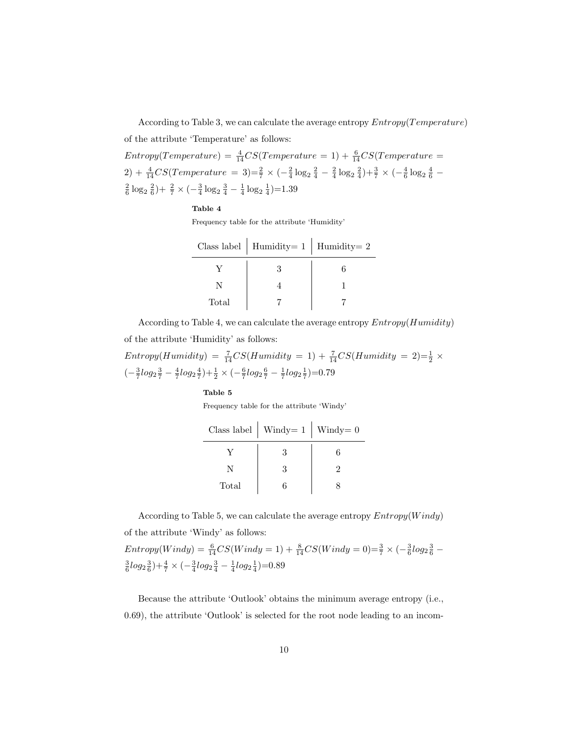According to Table 3, we can calculate the average entropy $Entropy(Temperature)$ of the attribute 'Temperature' as follows:

$Entropy(Temperature) = \frac{4}{14}CS(Temperature = 1) + \frac{6}{14}CS(Temperature = 2) + \frac{4}{14}CS(Temperature = 3)$=$\frac{2}{7} \times (-\frac{2}{4}\log_2\frac{2}{4} - \frac{2}{4}\log_2\frac{2}{4})$+$\frac{3}{7} \times (-\frac{4}{6}\log_2\frac{4}{6} - \frac{2}{6}\log_2\frac{2}{6})$+ $\frac{2}{7} \times (-\frac{3}{4}\log_2\frac{3}{4} - \frac{1}{4}\log_2\frac{1}{4})$=1.39

**Table 4**

Frequency table for the attribute 'Humidity'

| Class label | Humidity= 1 | Humidity= 2 |
|---|---|---|
| Y | 3 | 6 |
| N | 4 | 1 |
| Total | 7 | 7 |

According to Table 4, we can calculate the average entropy $Entropy(Humidity)$ of the attribute 'Humidity' as follows:

$Entropy(Humidity) = \frac{7}{14}CS(Humidity = 1) + \frac{7}{14}CS(Humidity = 2)$=$\frac{1}{2} \times (-\frac{3}{7}log_2\frac{3}{7} - \frac{4}{7}log_2\frac{4}{7})$+$\frac{1}{2} \times (-\frac{6}{7}log_2\frac{6}{7} - \frac{1}{7}log_2\frac{1}{7})$=0.79

**Table 5**

Frequency table for the attribute 'Windy'

| Class label | Windy= 1 | Windy= 0 |
|---|---|---|
| Y | 3 | 6 |
| N | 3 | 2 |
| Total | 6 | 8 |

According to Table 5, we can calculate the average entropy $Entropy(Windy)$ of the attribute 'Windy' as follows:

$Entropy(Windy) = \frac{6}{14}CS(Windy = 1) + \frac{8}{14}CS(Windy = 0)$=$\frac{3}{7} \times (-\frac{3}{6}log_2\frac{3}{6} - \frac{3}{6}log_2\frac{3}{6})$+$\frac{4}{7} \times (-\frac{3}{4}log_2\frac{3}{4} - \frac{1}{4}log_2\frac{1}{4})$=0.89

Because the attribute 'Outlook' obtains the minimum average entropy (i.e., 0.69), the attribute 'Outlook' is selected for the root node leading to an incom-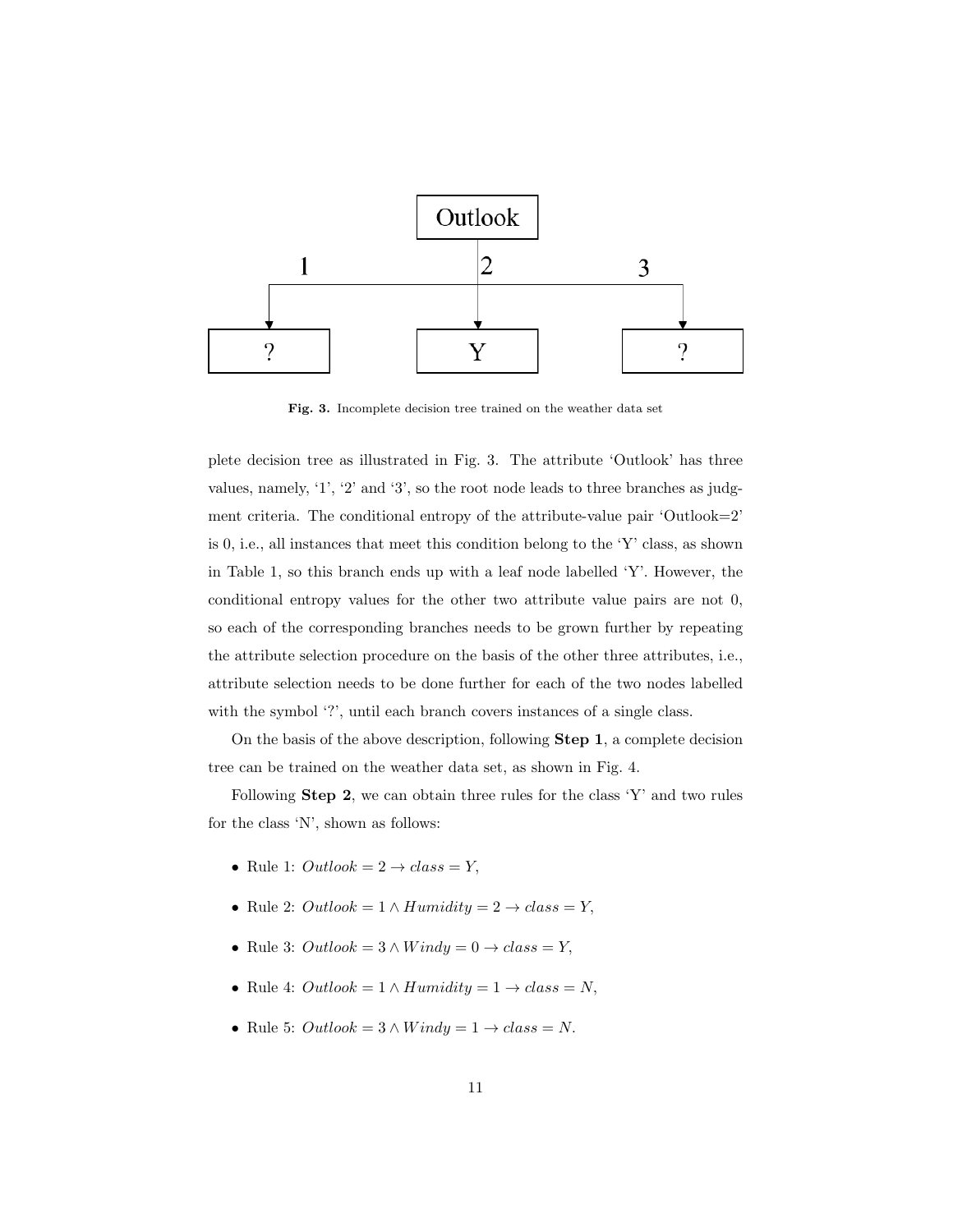Fig. 3. Incomplete decision tree trained on the weather data set

plete decision tree as illustrated in Fig. 3. The attribute 'Outlook' has three values, namely, '1', '2' and '3', so the root node leads to three branches as judgment criteria. The conditional entropy of the attribute-value pair 'Outlook=2' is 0, i.e., all instances that meet this condition belong to the 'Y' class, as shown in Table 1, so this branch ends up with a leaf node labelled 'Y'. However, the conditional entropy values for the other two attribute value pairs are not 0, so each of the corresponding branches needs to be grown further by repeating the attribute selection procedure on the basis of the other three attributes, i.e., attribute selection needs to be done further for each of the two nodes labelled with the symbol '?', until each branch covers instances of a single class.

On the basis of the above description, following **Step 1**, a complete decision tree can be trained on the weather data set, as shown in Fig. 4.

Following **Step 2**, we can obtain three rules for the class 'Y' and two rules for the class 'N', shown as follows:

- Rule 1: $Outlook = 2 \rightarrow class = Y$,
- Rule 2: $Outlook = 1 \wedge Humidity = 2 \rightarrow class = Y$,
- Rule 3: $Outlook = 3 \wedge Windy = 0 \rightarrow class = Y$,
- Rule 4: $Outlook = 1 \wedge Humidity = 1 \rightarrow class = N$,
- Rule 5: $Outlook = 3 \wedge Windy = 1 \rightarrow class = N$.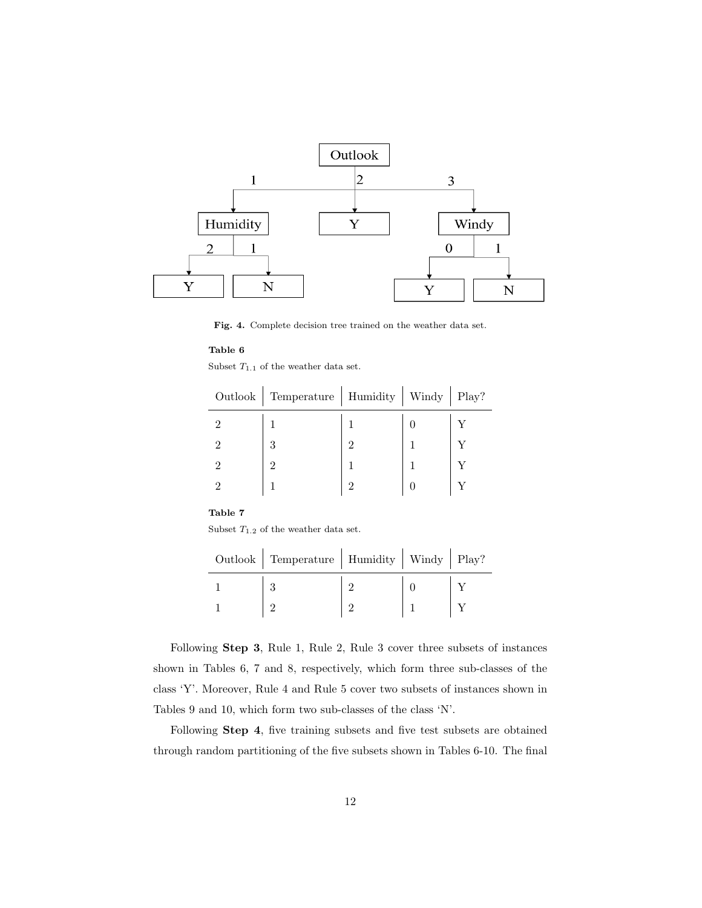**Fig. 4.** Complete decision tree trained on the weather data set.

**Table 6**

Subset $T_{1.1}$ of the weather data set.

| Outlook | Temperature | Humidity | Windy | Play? |
|---|---|---|---|---|
| 2 | 1 | 1 | 0 | Y |
| 2 | 3 | 2 | 1 | Y |
| 2 | 2 | 1 | 1 | Y |
| 2 | 1 | 2 | 0 | Y |

**Table 7**

Subset $T_{1.2}$ of the weather data set.

| Outlook | Temperature | Humidity | Windy | Play? |
|---|---|---|---|---|
| 1 | 3 | 2 | 0 | Y |
| 1 | 2 | 2 | 1 | Y |

Following **Step 3**, Rule 1, Rule 2, Rule 3 cover three subsets of instances shown in Tables 6, 7 and 8, respectively, which form three sub-classes of the class 'Y'. Moreover, Rule 4 and Rule 5 cover two subsets of instances shown in Tables 9 and 10, which form two sub-classes of the class 'N'.

Following **Step 4**, five training subsets and five test subsets are obtained through random partitioning of the five subsets shown in Tables 6-10. The final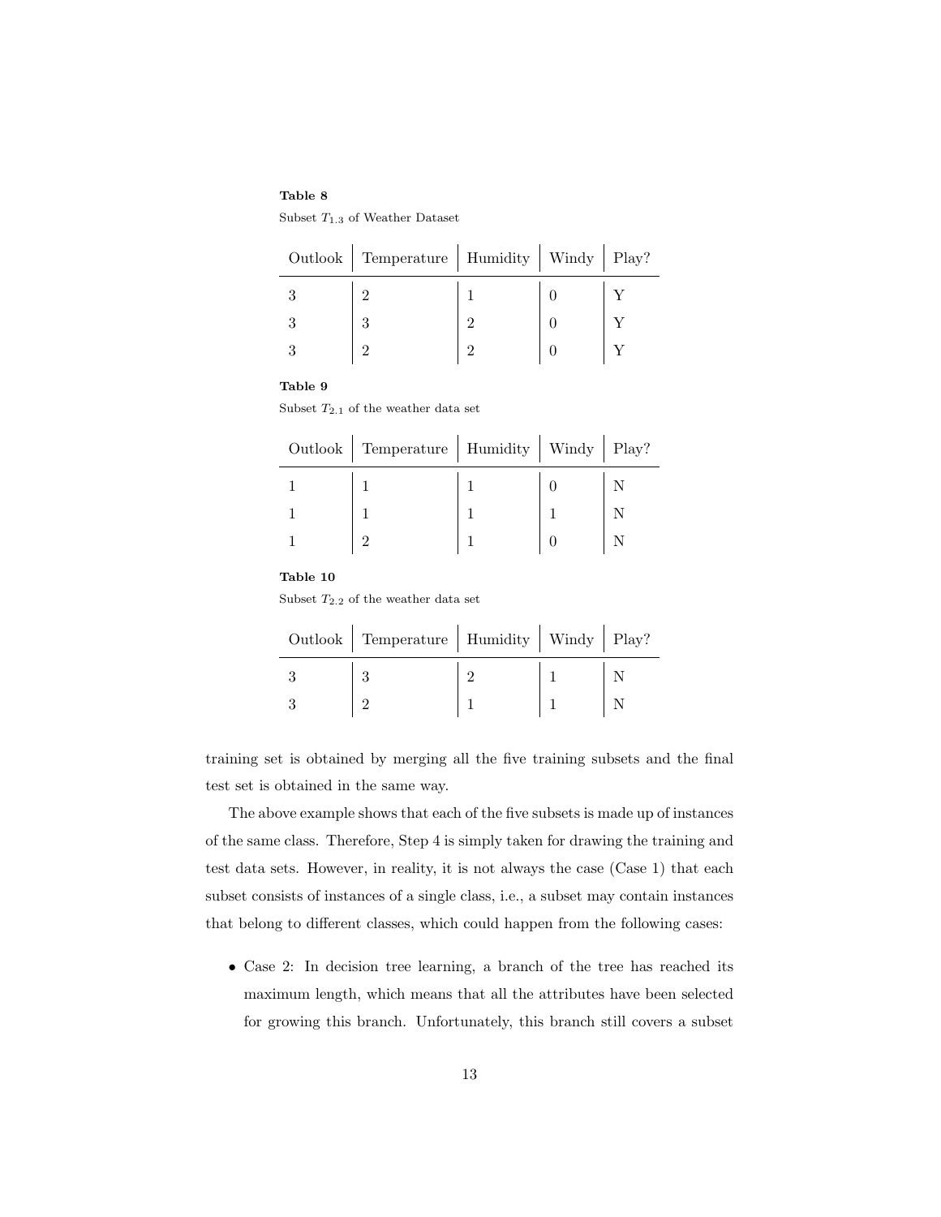**Table 8**

Subset $T_{1.3}$ of Weather Dataset

| Outlook | Temperature | Humidity | Windy | Play? |
|---|---|---|---|---|
| 3 | 2 | 1 | 0 | Y |
| 3 | 3 | 2 | 0 | Y |
| 3 | 2 | 2 | 0 | Y |

**Table 9**

Subset $T_{2.1}$ of the weather data set

| Outlook | Temperature | Humidity | Windy | Play? |
|---|---|---|---|---|
| 1 | 1 | 1 | 0 | N |
| 1 | 1 | 1 | 1 | N |
| 1 | 2 | 1 | 0 | N |

**Table 10**

Subset $T_{2.2}$ of the weather data set

| Outlook | Temperature | Humidity | Windy | Play? |
|---|---|---|---|---|
| 3 | 3 | 2 | 1 | N |
| 3 | 2 | 1 | 1 | N |

training set is obtained by merging all the five training subsets and the final test set is obtained in the same way.

The above example shows that each of the five subsets is made up of instances of the same class. Therefore, Step 4 is simply taken for drawing the training and test data sets. However, in reality, it is not always the case (Case 1) that each subset consists of instances of a single class, i.e., a subset may contain instances that belong to different classes, which could happen from the following cases:

- Case 2: In decision tree learning, a branch of the tree has reached its maximum length, which means that all the attributes have been selected for growing this branch. Unfortunately, this branch still covers a subset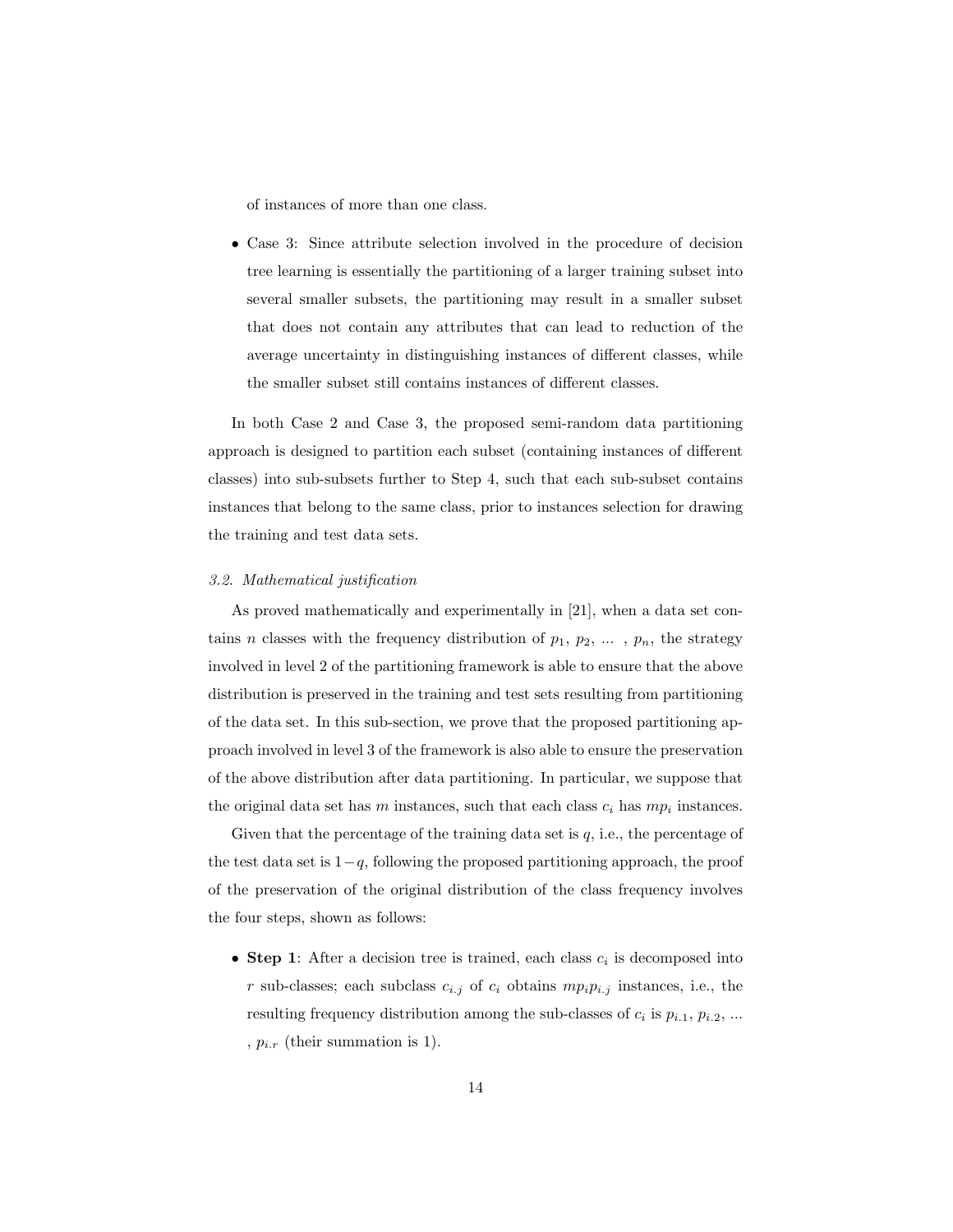of instances of more than one class.

- Case 3: Since attribute selection involved in the procedure of decision tree learning is essentially the partitioning of a larger training subset into several smaller subsets, the partitioning may result in a smaller subset that does not contain any attributes that can lead to reduction of the average uncertainty in distinguishing instances of different classes, while the smaller subset still contains instances of different classes.

In both Case 2 and Case 3, the proposed semi-random data partitioning approach is designed to partition each subset (containing instances of different classes) into sub-subsets further to Step 4, such that each sub-subset contains instances that belong to the same class, prior to instances selection for drawing the training and test data sets.

### *3.2. Mathematical justification*

As proved mathematically and experimentally in [21], when a data set contains $n$ classes with the frequency distribution of $p_1$, $p_2$, ... , $p_n$, the strategy involved in level 2 of the partitioning framework is able to ensure that the above distribution is preserved in the training and test sets resulting from partitioning of the data set. In this sub-section, we prove that the proposed partitioning approach involved in level 3 of the framework is also able to ensure the preservation of the above distribution after data partitioning. In particular, we suppose that the original data set has $m$ instances, such that each class $c_i$ has $mp_i$ instances.

Given that the percentage of the training data set is $q$, i.e., the percentage of the test data set is $1-q$, following the proposed partitioning approach, the proof of the preservation of the original distribution of the class frequency involves the four steps, shown as follows:

- **Step 1**: After a decision tree is trained, each class $c_i$ is decomposed into $r$ sub-classes; each subclass $c_{i.j}$ of $c_i$ obtains $mp_ip_{i.j}$ instances, i.e., the resulting frequency distribution among the sub-classes of $c_i$ is $p_{i.1}$, $p_{i.2}$, ... , $p_{i.r}$ (their summation is 1).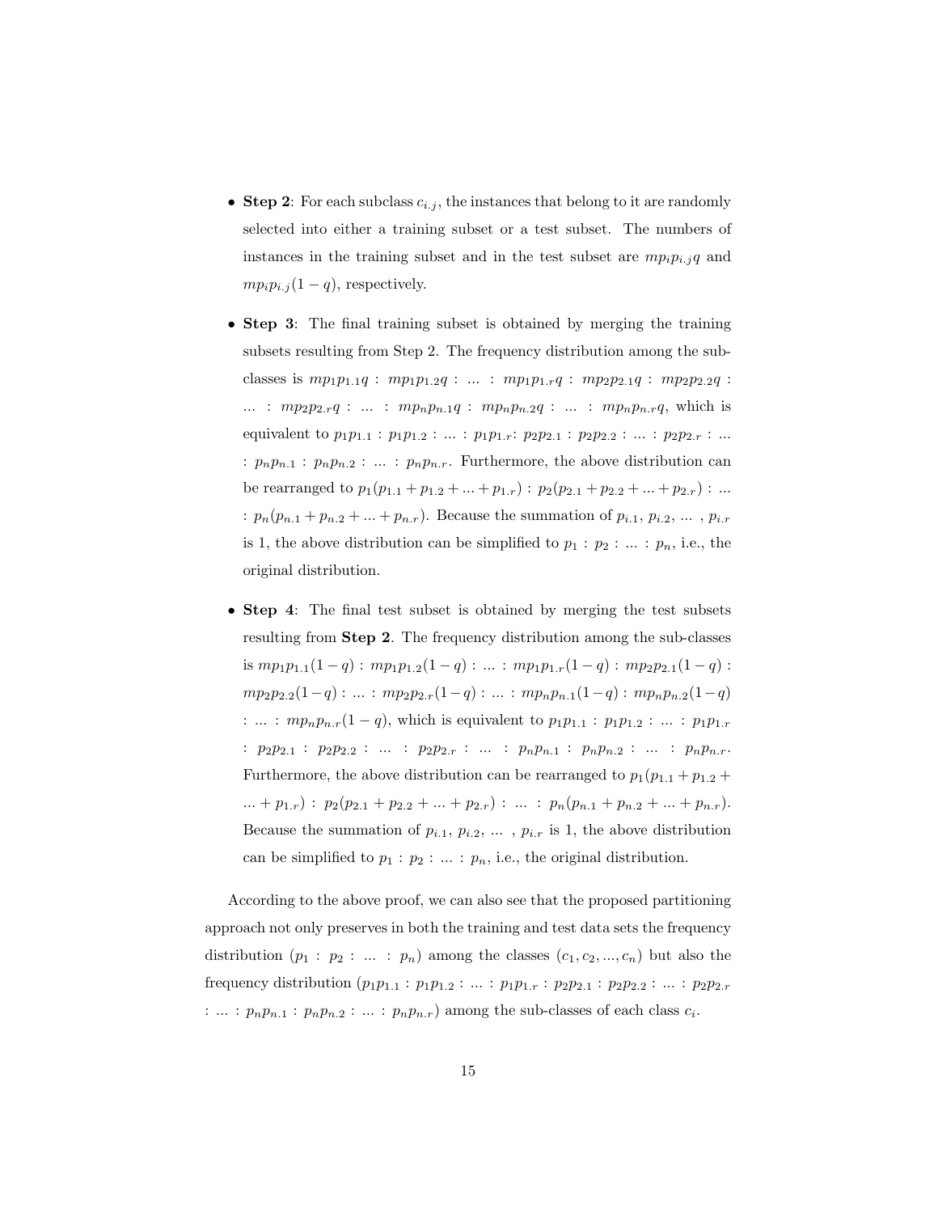- **Step 2**: For each subclass $c_{i.j}$, the instances that belong to it are randomly selected into either a training subset or a test subset. The numbers of instances in the training subset and in the test subset are $mp_ip_{i.j}q$ and $mp_ip_{i.j}(1-q)$, respectively.

- **Step 3**: The final training subset is obtained by merging the training subsets resulting from Step 2. The frequency distribution among the subclasses is $mp_1p_{1.1}q$ : $mp_1p_{1.2}q$ : ... : $mp_1p_{1.r}q$ : $mp_2p_{2.1}q$ : $mp_2p_{2.2}q$ : ... : $mp_2p_{2.r}q$ : ... : $mp_np_{n.1}q$ : $mp_np_{n.2}q$ : ... : $mp_np_{n.r}q$, which is equivalent to $p_1p_{1.1}$ : $p_1p_{1.2}$ : ... : $p_1p_{1.r}$: $p_2p_{2.1}$ : $p_2p_{2.2}$ : ... : $p_2p_{2.r}$ : ... : $p_np_{n.1}$ : $p_np_{n.2}$ : ... : $p_np_{n.r}$. Furthermore, the above distribution can be rearranged to $p_1(p_{1.1} + p_{1.2} + ... + p_{1.r})$ : $p_2(p_{2.1} + p_{2.2} + ... + p_{2.r})$ : ... : $p_n(p_{n.1} + p_{n.2} + ... + p_{n.r})$. Because the summation of $p_{i.1}$, $p_{i.2}$, ... , $p_{i.r}$ is 1, the above distribution can be simplified to $p_1$ : $p_2$ : ... : $p_n$, i.e., the original distribution.

- **Step 4**: The final test subset is obtained by merging the test subsets resulting from **Step 2**. The frequency distribution among the sub-classes is $mp_1p_{1.1}(1-q)$ : $mp_1p_{1.2}(1-q)$ : ... : $mp_1p_{1.r}(1-q)$ : $mp_2p_{2.1}(1-q)$ : $mp_2p_{2.2}(1-q)$ : ... : $mp_2p_{2.r}(1-q)$ : ... : $mp_np_{n.1}(1-q)$ : $mp_np_{n.2}(1-q)$ : ... : $mp_np_{n.r}(1-q)$, which is equivalent to $p_1p_{1.1}$ : $p_1p_{1.2}$ : ... : $p_1p_{1.r}$ : $p_2p_{2.1}$ : $p_2p_{2.2}$ : ... : $p_2p_{2.r}$ : ... : $p_np_{n.1}$ : $p_np_{n.2}$ : ... : $p_np_{n.r}$. Furthermore, the above distribution can be rearranged to $p_1(p_{1.1} + p_{1.2} + ... + p_{1.r})$ : $p_2(p_{2.1} + p_{2.2} + ... + p_{2.r})$ : ... : $p_n(p_{n.1} + p_{n.2} + ... + p_{n.r})$. Because the summation of $p_{i.1}$, $p_{i.2}$, ... , $p_{i.r}$ is 1, the above distribution can be simplified to $p_1$ : $p_2$ : ... : $p_n$, i.e., the original distribution.

According to the above proof, we can also see that the proposed partitioning approach not only preserves in both the training and test data sets the frequency distribution ($p_1$ : $p_2$ : ... : $p_n$) among the classes ($c_1, c_2, ..., c_n$) but also the frequency distribution ($p_1p_{1.1}$ : $p_1p_{1.2}$ : ... : $p_1p_{1.r}$ : $p_2p_{2.1}$ : $p_2p_{2.2}$ : ... : $p_2p_{2.r}$ : ... : $p_np_{n.1}$ : $p_np_{n.2}$ : ... : $p_np_{n.r}$) among the sub-classes of each class $c_i$.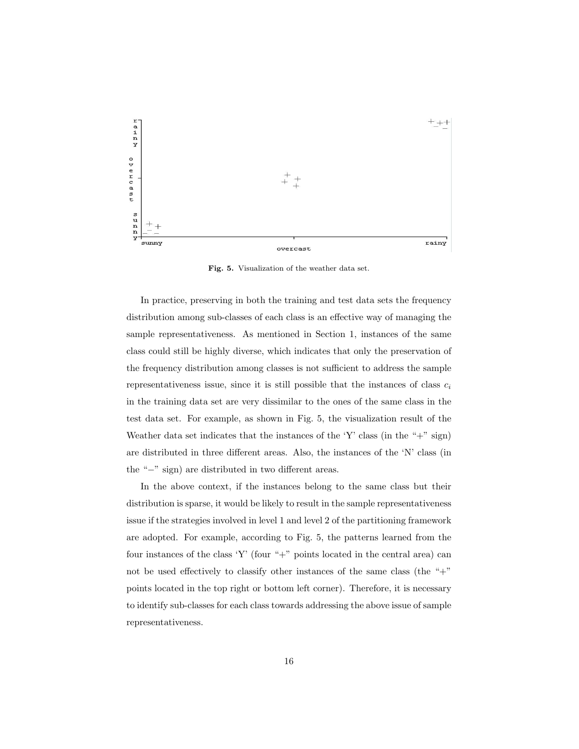Fig. 5. Visualization of the weather data set.

In practice, preserving in both the training and test data sets the frequency distribution among sub-classes of each class is an effective way of managing the sample representativeness. As mentioned in Section 1, instances of the same class could still be highly diverse, which indicates that only the preservation of the frequency distribution among classes is not sufficient to address the sample representativeness issue, since it is still possible that the instances of class $c_i$ in the training data set are very dissimilar to the ones of the same class in the test data set. For example, as shown in Fig. 5, the visualization result of the Weather data set indicates that the instances of the 'Y' class (in the "+" sign) are distributed in three different areas. Also, the instances of the 'N' class (in the "−" sign) are distributed in two different areas.

In the above context, if the instances belong to the same class but their distribution is sparse, it would be likely to result in the sample representativeness issue if the strategies involved in level 1 and level 2 of the partitioning framework are adopted. For example, according to Fig. 5, the patterns learned from the four instances of the class 'Y' (four "+" points located in the central area) can not be used effectively to classify other instances of the same class (the "+" points located in the top right or bottom left corner). Therefore, it is necessary to identify sub-classes for each class towards addressing the above issue of sample representativeness.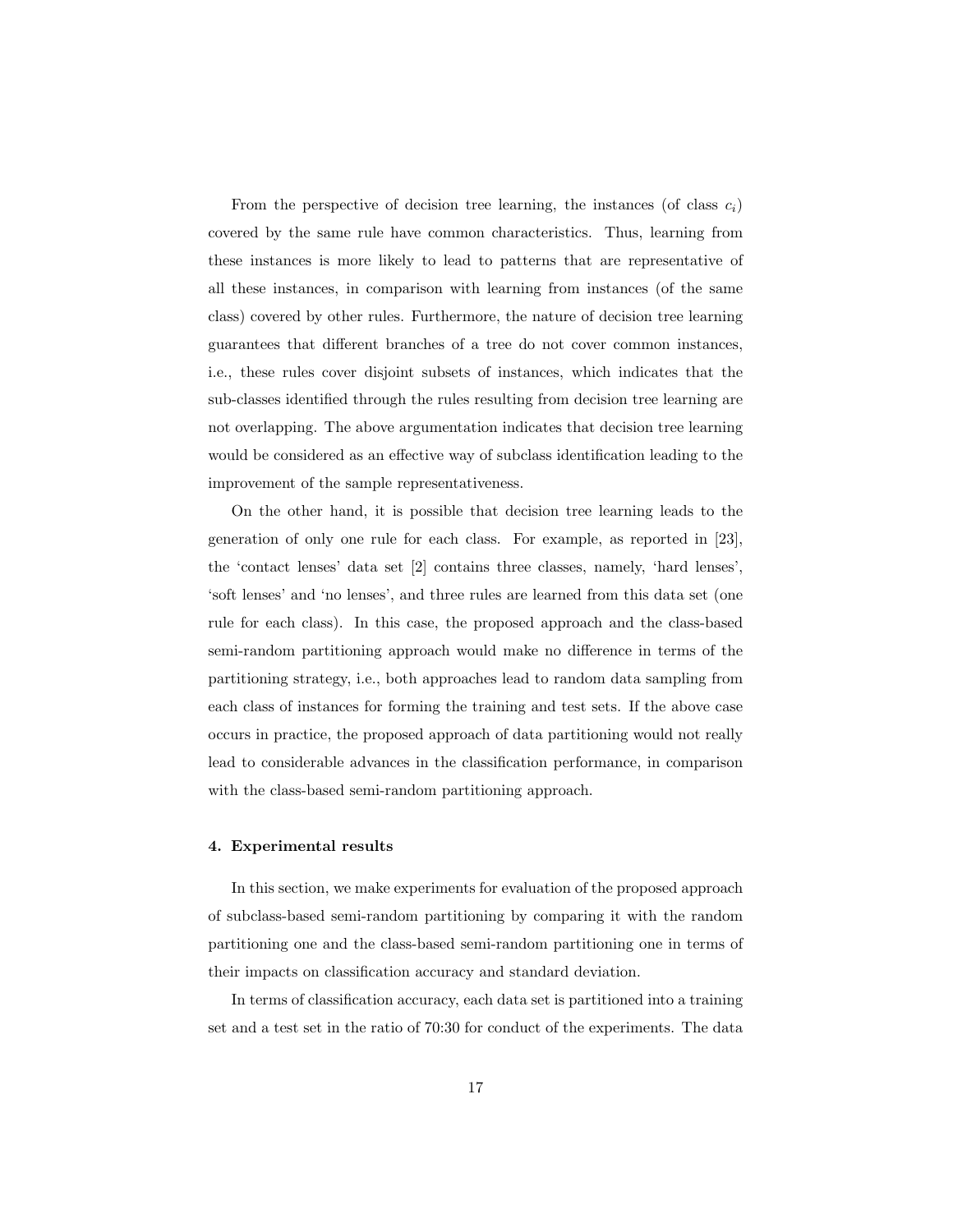From the perspective of decision tree learning, the instances (of class $c_i$) covered by the same rule have common characteristics. Thus, learning from these instances is more likely to lead to patterns that are representative of all these instances, in comparison with learning from instances (of the same class) covered by other rules. Furthermore, the nature of decision tree learning guarantees that different branches of a tree do not cover common instances, i.e., these rules cover disjoint subsets of instances, which indicates that the sub-classes identified through the rules resulting from decision tree learning are not overlapping. The above argumentation indicates that decision tree learning would be considered as an effective way of subclass identification leading to the improvement of the sample representativeness.

On the other hand, it is possible that decision tree learning leads to the generation of only one rule for each class. For example, as reported in [23], the 'contact lenses' data set [2] contains three classes, namely, 'hard lenses', 'soft lenses' and 'no lenses', and three rules are learned from this data set (one rule for each class). In this case, the proposed approach and the class-based semi-random partitioning approach would make no difference in terms of the partitioning strategy, i.e., both approaches lead to random data sampling from each class of instances for forming the training and test sets. If the above case occurs in practice, the proposed approach of data partitioning would not really lead to considerable advances in the classification performance, in comparison with the class-based semi-random partitioning approach.

### 4. Experimental results

In this section, we make experiments for evaluation of the proposed approach of subclass-based semi-random partitioning by comparing it with the random partitioning one and the class-based semi-random partitioning one in terms of their impacts on classification accuracy and standard deviation.

In terms of classification accuracy, each data set is partitioned into a training set and a test set in the ratio of 70:30 for conduct of the experiments. The data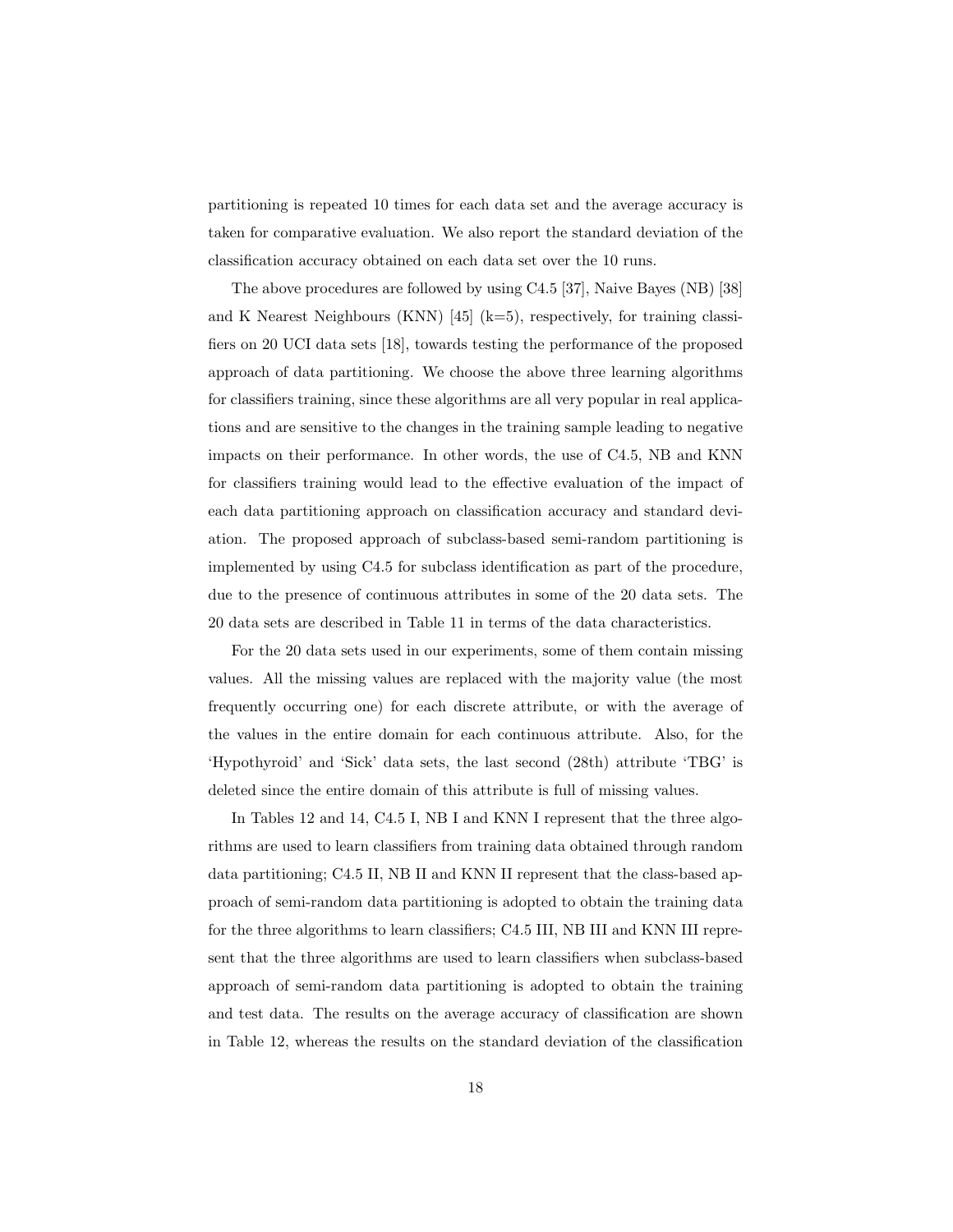partitioning is repeated 10 times for each data set and the average accuracy is taken for comparative evaluation. We also report the standard deviation of the classification accuracy obtained on each data set over the 10 runs.

The above procedures are followed by using C4.5 [37], Naive Bayes (NB) [38] and K Nearest Neighbours (KNN) [45] (k=5), respectively, for training classifiers on 20 UCI data sets [18], towards testing the performance of the proposed approach of data partitioning. We choose the above three learning algorithms for classifiers training, since these algorithms are all very popular in real applications and are sensitive to the changes in the training sample leading to negative impacts on their performance. In other words, the use of C4.5, NB and KNN for classifiers training would lead to the effective evaluation of the impact of each data partitioning approach on classification accuracy and standard deviation. The proposed approach of subclass-based semi-random partitioning is implemented by using C4.5 for subclass identification as part of the procedure, due to the presence of continuous attributes in some of the 20 data sets. The 20 data sets are described in Table 11 in terms of the data characteristics.

For the 20 data sets used in our experiments, some of them contain missing values. All the missing values are replaced with the majority value (the most frequently occurring one) for each discrete attribute, or with the average of the values in the entire domain for each continuous attribute. Also, for the 'Hypothyroid' and 'Sick' data sets, the last second (28th) attribute 'TBG' is deleted since the entire domain of this attribute is full of missing values.

In Tables 12 and 14, C4.5 I, NB I and KNN I represent that the three algorithms are used to learn classifiers from training data obtained through random data partitioning; C4.5 II, NB II and KNN II represent that the class-based approach of semi-random data partitioning is adopted to obtain the training data for the three algorithms to learn classifiers; C4.5 III, NB III and KNN III represent that the three algorithms are used to learn classifiers when subclass-based approach of semi-random data partitioning is adopted to obtain the training and test data. The results on the average accuracy of classification are shown in Table 12, whereas the results on the standard deviation of the classification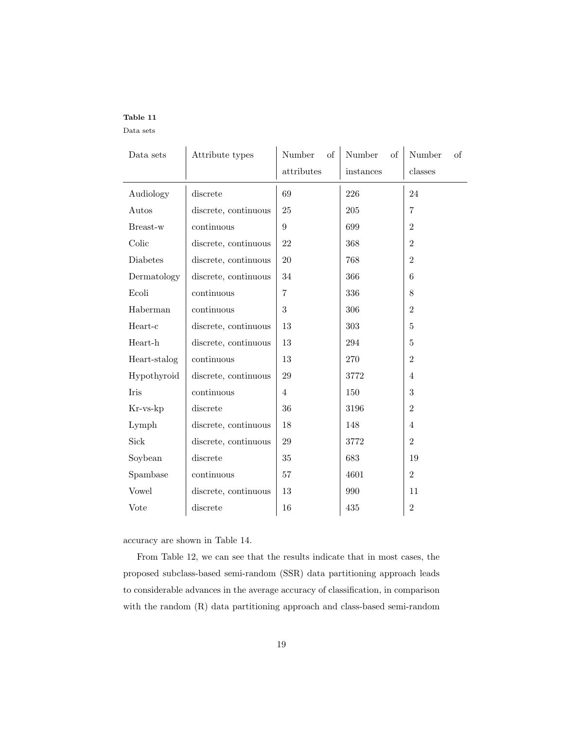**Table 11**

Data sets

| Data sets | Attribute types | Number of attributes | Number of instances | Number of classes |
|---|---|---|---|---|
| Audiology | discrete | 69 | 226 | 24 |
| Autos | discrete, continuous | 25 | 205 | 7 |
| Breast-w | continuous | 9 | 699 | 2 |
| Colic | discrete, continuous | 22 | 368 | 2 |
| Diabetes | discrete, continuous | 20 | 768 | 2 |
| Dermatology | discrete, continuous | 34 | 366 | 6 |
| Ecoli | continuous | 7 | 336 | 8 |
| Haberman | continuous | 3 | 306 | 2 |
| Heart-c | discrete, continuous | 13 | 303 | 5 |
| Heart-h | discrete, continuous | 13 | 294 | 5 |
| Heart-stalog | continuous | 13 | 270 | 2 |
| Hypothyroid | discrete, continuous | 29 | 3772 | 4 |
| Iris | continuous | 4 | 150 | 3 |
| Kr-vs-kp | discrete | 36 | 3196 | 2 |
| Lymph | discrete, continuous | 18 | 148 | 4 |
| Sick | discrete, continuous | 29 | 3772 | 2 |
| Soybean | discrete | 35 | 683 | 19 |
| Spambase | continuous | 57 | 4601 | 2 |
| Vowel | discrete, continuous | 13 | 990 | 11 |
| Vote | discrete | 16 | 435 | 2 |

accuracy are shown in Table 14.

From Table 12, we can see that the results indicate that in most cases, the proposed subclass-based semi-random (SSR) data partitioning approach leads to considerable advances in the average accuracy of classification, in comparison with the random (R) data partitioning approach and class-based semi-random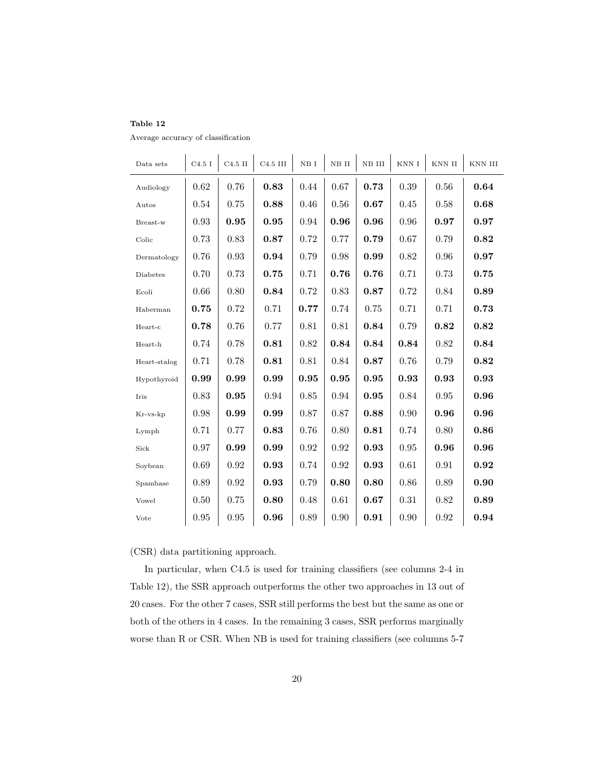**Table 12**

Average accuracy of classification

| Data sets | C4.5 I | C4.5 II | C4.5 III | NB I | NB II | NB III | KNN I | KNN II | KNN III |
|---|---|---|---|---|---|---|---|---|---|
| Audiology | 0.62 | 0.76 | **0.83** | 0.44 | 0.67 | **0.73** | 0.39 | 0.56 | **0.64** |
| Autos | 0.54 | 0.75 | **0.88** | 0.46 | 0.56 | **0.67** | 0.45 | 0.58 | **0.68** |
| Breast-w | 0.93 | **0.95** | **0.95** | 0.94 | **0.96** | **0.96** | 0.96 | **0.97** | **0.97** |
| Colic | 0.73 | 0.83 | **0.87** | 0.72 | 0.77 | **0.79** | 0.67 | 0.79 | **0.82** |
| Dermatology | 0.76 | 0.93 | **0.94** | 0.79 | 0.98 | **0.99** | 0.82 | 0.96 | **0.97** |
| Diabetes | 0.70 | 0.73 | **0.75** | 0.71 | **0.76** | **0.76** | 0.71 | 0.73 | **0.75** |
| Ecoli | 0.66 | 0.80 | **0.84** | 0.72 | 0.83 | **0.87** | 0.72 | 0.84 | **0.89** |
| Haberman | **0.75** | 0.72 | 0.71 | **0.77** | 0.74 | 0.75 | 0.71 | 0.71 | **0.73** |
| Heart-c | **0.78** | 0.76 | 0.77 | 0.81 | 0.81 | **0.84** | 0.79 | **0.82** | **0.82** |
| Heart-h | 0.74 | 0.78 | **0.81** | 0.82 | **0.84** | **0.84** | **0.84** | 0.82 | **0.84** |
| Heart-stalog | 0.71 | 0.78 | **0.81** | 0.81 | 0.84 | **0.87** | 0.76 | 0.79 | **0.82** |
| Hypothyroid | **0.99** | **0.99** | **0.99** | **0.95** | **0.95** | **0.95** | **0.93** | **0.93** | **0.93** |
| Iris | 0.83 | **0.95** | 0.94 | 0.85 | 0.94 | **0.95** | 0.84 | 0.95 | **0.96** |
| Kr-vs-kp | 0.98 | **0.99** | **0.99** | 0.87 | 0.87 | **0.88** | 0.90 | **0.96** | **0.96** |
| Lymph | 0.71 | 0.77 | **0.83** | 0.76 | 0.80 | **0.81** | 0.74 | 0.80 | **0.86** |
| Sick | 0.97 | **0.99** | **0.99** | 0.92 | 0.92 | **0.93** | 0.95 | **0.96** | **0.96** |
| Soybean | 0.69 | 0.92 | **0.93** | 0.74 | 0.92 | **0.93** | 0.61 | 0.91 | **0.92** |
| Spambase | 0.89 | 0.92 | **0.93** | 0.79 | **0.80** | **0.80** | 0.86 | 0.89 | **0.90** |
| Vowel | 0.50 | 0.75 | **0.80** | 0.48 | 0.61 | **0.67** | 0.31 | 0.82 | **0.89** |
| Vote | 0.95 | 0.95 | **0.96** | 0.89 | 0.90 | **0.91** | 0.90 | 0.92 | **0.94** |

(CSR) data partitioning approach.

In particular, when C4.5 is used for training classifiers (see columns 2-4 in Table 12), the SSR approach outperforms the other two approaches in 13 out of 20 cases. For the other 7 cases, SSR still performs the best but the same as one or both of the others in 4 cases. In the remaining 3 cases, SSR performs marginally worse than R or CSR. When NB is used for training classifiers (see columns 5-7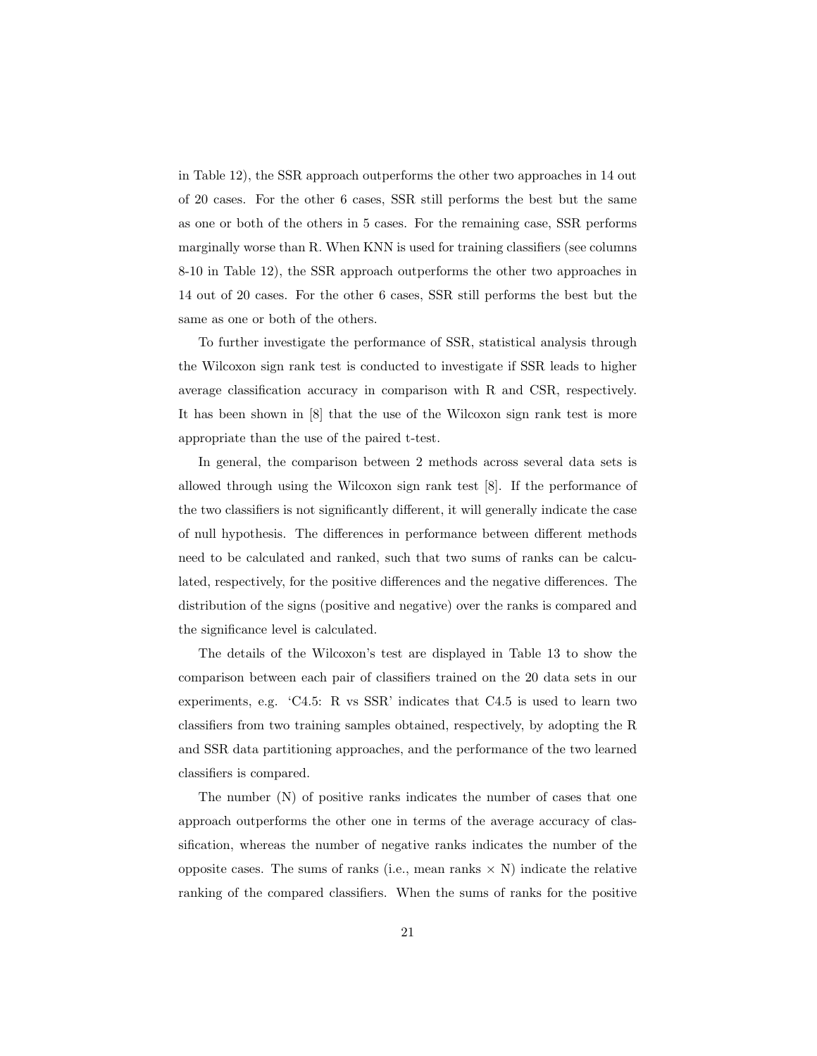in Table 12), the SSR approach outperforms the other two approaches in 14 out of 20 cases. For the other 6 cases, SSR still performs the best but the same as one or both of the others in 5 cases. For the remaining case, SSR performs marginally worse than R. When KNN is used for training classifiers (see columns 8-10 in Table 12), the SSR approach outperforms the other two approaches in 14 out of 20 cases. For the other 6 cases, SSR still performs the best but the same as one or both of the others.

To further investigate the performance of SSR, statistical analysis through the Wilcoxon sign rank test is conducted to investigate if SSR leads to higher average classification accuracy in comparison with R and CSR, respectively. It has been shown in [8] that the use of the Wilcoxon sign rank test is more appropriate than the use of the paired t-test.

In general, the comparison between 2 methods across several data sets is allowed through using the Wilcoxon sign rank test [8]. If the performance of the two classifiers is not significantly different, it will generally indicate the case of null hypothesis. The differences in performance between different methods need to be calculated and ranked, such that two sums of ranks can be calculated, respectively, for the positive differences and the negative differences. The distribution of the signs (positive and negative) over the ranks is compared and the significance level is calculated.

The details of the Wilcoxon's test are displayed in Table 13 to show the comparison between each pair of classifiers trained on the 20 data sets in our experiments, e.g. 'C4.5: R vs SSR' indicates that C4.5 is used to learn two classifiers from two training samples obtained, respectively, by adopting the R and SSR data partitioning approaches, and the performance of the two learned classifiers is compared.

The number (N) of positive ranks indicates the number of cases that one approach outperforms the other one in terms of the average accuracy of classification, whereas the number of negative ranks indicates the number of the opposite cases. The sums of ranks (i.e., mean ranks $\times$ N) indicate the relative ranking of the compared classifiers. When the sums of ranks for the positive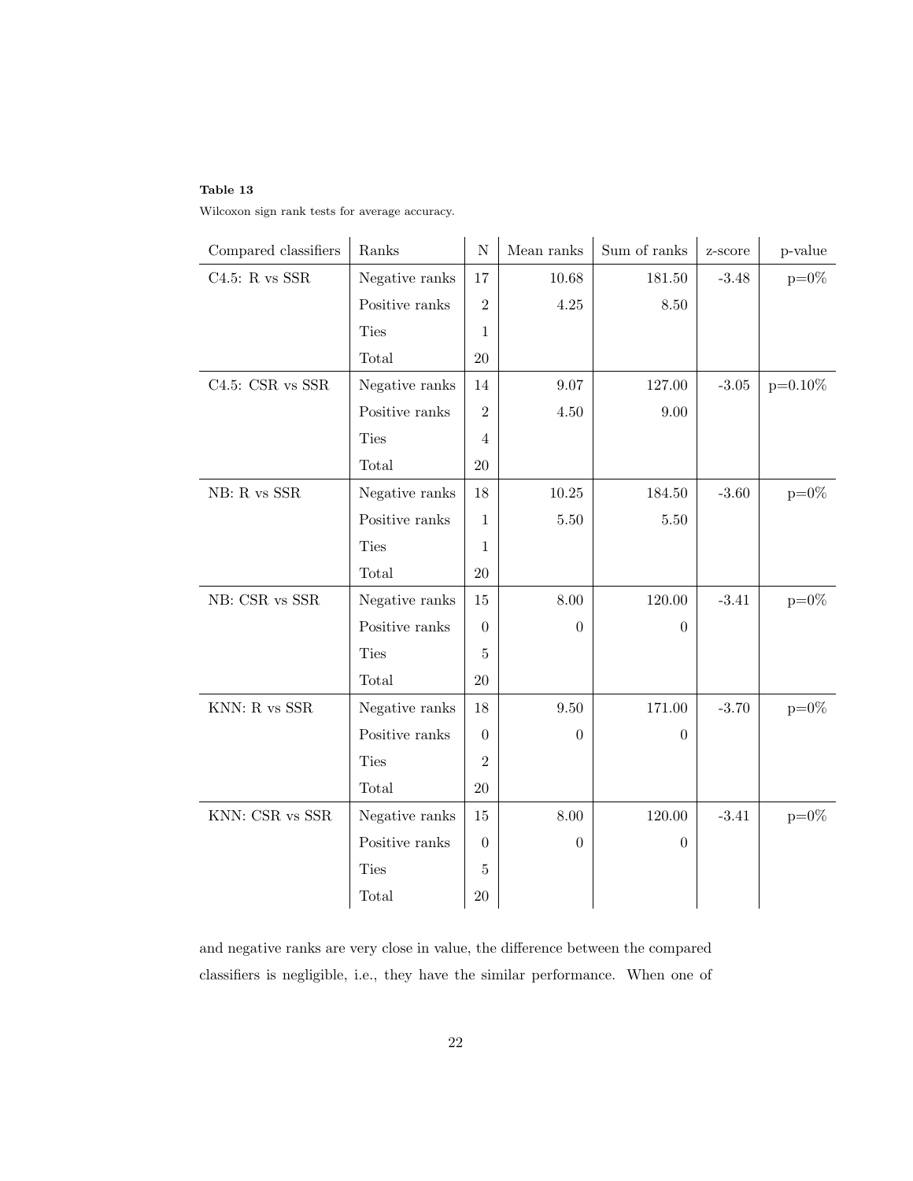**Table 13**

Wilcoxon sign rank tests for average accuracy.

| Compared classifiers | Ranks | N | Mean ranks | Sum of ranks | z-score | p-value |
|---|---|---|---|---|---|---|
| C4.5: R vs SSR | Negative ranks | 17 | 10.68 | 181.50 | -3.48 | p=0% |
| | Positive ranks | 2 | 4.25 | 8.50 | | |
| | Ties | 1 | | | | |
| | Total | 20 | | | | |
| C4.5: CSR vs SSR | Negative ranks | 14 | 9.07 | 127.00 | -3.05 | p=0.10% |
| | Positive ranks | 2 | 4.50 | 9.00 | | |
| | Ties | 4 | | | | |
| | Total | 20 | | | | |
| NB: R vs SSR | Negative ranks | 18 | 10.25 | 184.50 | -3.60 | p=0% |
| | Positive ranks | 1 | 5.50 | 5.50 | | |
| | Ties | 1 | | | | |
| | Total | 20 | | | | |
| NB: CSR vs SSR | Negative ranks | 15 | 8.00 | 120.00 | -3.41 | p=0% |
| | Positive ranks | 0 | 0 | 0 | | |
| | Ties | 5 | | | | |
| | Total | 20 | | | | |
| KNN: R vs SSR | Negative ranks | 18 | 9.50 | 171.00 | -3.70 | p=0% |
| | Positive ranks | 0 | 0 | 0 | | |
| | Ties | 2 | | | | |
| | Total | 20 | | | | |
| KNN: CSR vs SSR | Negative ranks | 15 | 8.00 | 120.00 | -3.41 | p=0% |
| | Positive ranks | 0 | 0 | 0 | | |
| | Ties | 5 | | | | |
| | Total | 20 | | | | |

and negative ranks are very close in value, the difference between the compared classifiers is negligible, i.e., they have the similar performance. When one of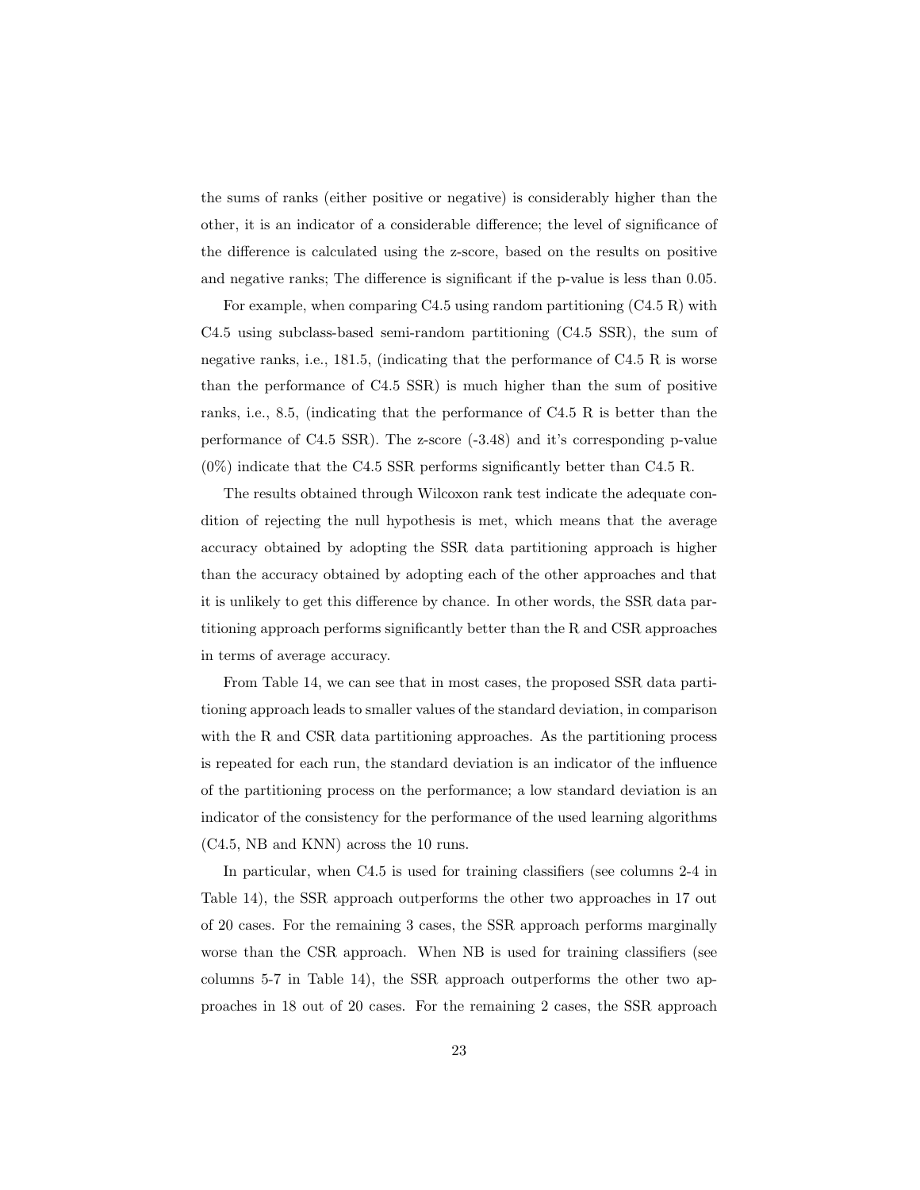the sums of ranks (either positive or negative) is considerably higher than the other, it is an indicator of a considerable difference; the level of significance of the difference is calculated using the z-score, based on the results on positive and negative ranks; The difference is significant if the p-value is less than 0.05.

For example, when comparing C4.5 using random partitioning (C4.5 R) with C4.5 using subclass-based semi-random partitioning (C4.5 SSR), the sum of negative ranks, i.e., 181.5, (indicating that the performance of C4.5 R is worse than the performance of C4.5 SSR) is much higher than the sum of positive ranks, i.e., 8.5, (indicating that the performance of C4.5 R is better than the performance of C4.5 SSR). The z-score (-3.48) and it's corresponding p-value (0%) indicate that the C4.5 SSR performs significantly better than C4.5 R.

The results obtained through Wilcoxon rank test indicate the adequate condition of rejecting the null hypothesis is met, which means that the average accuracy obtained by adopting the SSR data partitioning approach is higher than the accuracy obtained by adopting each of the other approaches and that it is unlikely to get this difference by chance. In other words, the SSR data partitioning approach performs significantly better than the R and CSR approaches in terms of average accuracy.

From Table 14, we can see that in most cases, the proposed SSR data partitioning approach leads to smaller values of the standard deviation, in comparison with the R and CSR data partitioning approaches. As the partitioning process is repeated for each run, the standard deviation is an indicator of the influence of the partitioning process on the performance; a low standard deviation is an indicator of the consistency for the performance of the used learning algorithms (C4.5, NB and KNN) across the 10 runs.

In particular, when C4.5 is used for training classifiers (see columns 2-4 in Table 14), the SSR approach outperforms the other two approaches in 17 out of 20 cases. For the remaining 3 cases, the SSR approach performs marginally worse than the CSR approach. When NB is used for training classifiers (see columns 5-7 in Table 14), the SSR approach outperforms the other two approaches in 18 out of 20 cases. For the remaining 2 cases, the SSR approach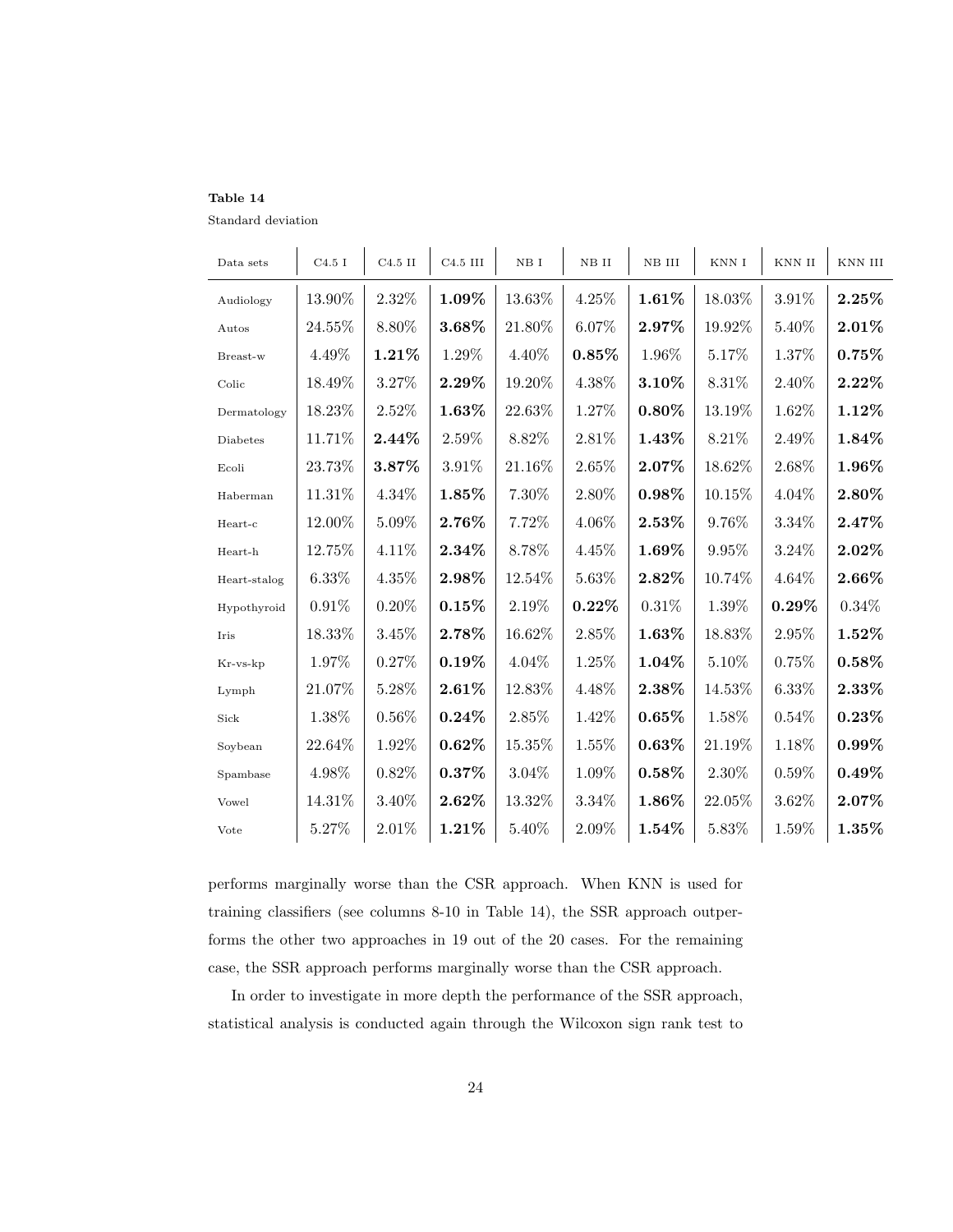**Table 14**

Standard deviation

| Data sets | C4.5 I | C4.5 II | C4.5 III | NB I | NB II | NB III | KNN I | KNN II | KNN III |
|---|---|---|---|---|---|---|---|---|---|
| Audiology | 13.90% | 2.32% | **1.09%** | 13.63% | 4.25% | **1.61%** | 18.03% | 3.91% | **2.25%** |
| Autos | 24.55% | 8.80% | **3.68%** | 21.80% | 6.07% | **2.97%** | 19.92% | 5.40% | **2.01%** |
| Breast-w | 4.49% | **1.21%** | 1.29% | 4.40% | **0.85%** | 1.96% | 5.17% | 1.37% | **0.75%** |
| Colic | 18.49% | 3.27% | **2.29%** | 19.20% | 4.38% | **3.10%** | 8.31% | 2.40% | **2.22%** |
| Dermatology | 18.23% | 2.52% | **1.63%** | 22.63% | 1.27% | **0.80%** | 13.19% | 1.62% | **1.12%** |
| Diabetes | 11.71% | **2.44%** | 2.59% | 8.82% | 2.81% | **1.43%** | 8.21% | 2.49% | **1.84%** |
| Ecoli | 23.73% | **3.87%** | 3.91% | 21.16% | 2.65% | **2.07%** | 18.62% | 2.68% | **1.96%** |
| Haberman | 11.31% | 4.34% | **1.85%** | 7.30% | 2.80% | **0.98%** | 10.15% | 4.04% | **2.80%** |
| Heart-c | 12.00% | 5.09% | **2.76%** | 7.72% | 4.06% | **2.53%** | 9.76% | 3.34% | **2.47%** |
| Heart-h | 12.75% | 4.11% | **2.34%** | 8.78% | 4.45% | **1.69%** | 9.95% | 3.24% | **2.02%** |
| Heart-stalog | 6.33% | 4.35% | **2.98%** | 12.54% | 5.63% | **2.82%** | 10.74% | 4.64% | **2.66%** |
| Hypothyroid | 0.91% | 0.20% | **0.15%** | 2.19% | **0.22%** | 0.31% | 1.39% | **0.29%** | 0.34% |
| Iris | 18.33% | 3.45% | **2.78%** | 16.62% | 2.85% | **1.63%** | 18.83% | 2.95% | **1.52%** |
| Kr-vs-kp | 1.97% | 0.27% | **0.19%** | 4.04% | 1.25% | **1.04%** | 5.10% | 0.75% | **0.58%** |
| Lymph | 21.07% | 5.28% | **2.61%** | 12.83% | 4.48% | **2.38%** | 14.53% | 6.33% | **2.33%** |
| Sick | 1.38% | 0.56% | **0.24%** | 2.85% | 1.42% | **0.65%** | 1.58% | 0.54% | **0.23%** |
| Soybean | 22.64% | 1.92% | **0.62%** | 15.35% | 1.55% | **0.63%** | 21.19% | 1.18% | **0.99%** |
| Spambase | 4.98% | 0.82% | **0.37%** | 3.04% | 1.09% | **0.58%** | 2.30% | 0.59% | **0.49%** |
| Vowel | 14.31% | 3.40% | **2.62%** | 13.32% | 3.34% | **1.86%** | 22.05% | 3.62% | **2.07%** |
| Vote | 5.27% | 2.01% | **1.21%** | 5.40% | 2.09% | **1.54%** | 5.83% | 1.59% | **1.35%** |

performs marginally worse than the CSR approach. When KNN is used for training classifiers (see columns 8-10 in Table 14), the SSR approach outperforms the other two approaches in 19 out of the 20 cases. For the remaining case, the SSR approach performs marginally worse than the CSR approach.

In order to investigate in more depth the performance of the SSR approach, statistical analysis is conducted again through the Wilcoxon sign rank test to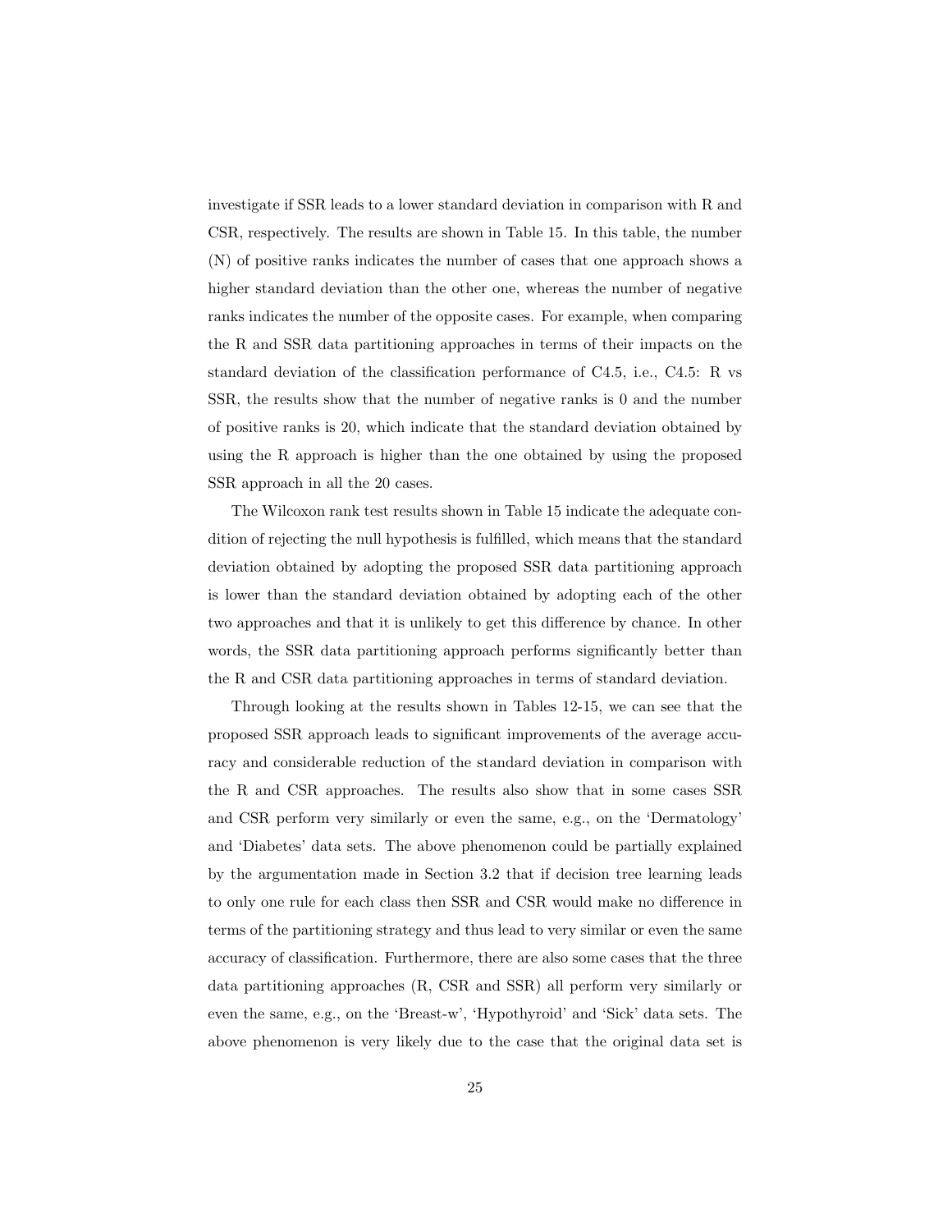investigate if SSR leads to a lower standard deviation in comparison with R and CSR, respectively. The results are shown in Table 15. In this table, the number (N) of positive ranks indicates the number of cases that one approach shows a higher standard deviation than the other one, whereas the number of negative ranks indicates the number of the opposite cases. For example, when comparing the R and SSR data partitioning approaches in terms of their impacts on the standard deviation of the classification performance of C4.5, i.e., C4.5: R vs SSR, the results show that the number of negative ranks is 0 and the number of positive ranks is 20, which indicate that the standard deviation obtained by using the R approach is higher than the one obtained by using the proposed SSR approach in all the 20 cases.

The Wilcoxon rank test results shown in Table 15 indicate the adequate condition of rejecting the null hypothesis is fulfilled, which means that the standard deviation obtained by adopting the proposed SSR data partitioning approach is lower than the standard deviation obtained by adopting each of the other two approaches and that it is unlikely to get this difference by chance. In other words, the SSR data partitioning approach performs significantly better than the R and CSR data partitioning approaches in terms of standard deviation.

Through looking at the results shown in Tables 12-15, we can see that the proposed SSR approach leads to significant improvements of the average accuracy and considerable reduction of the standard deviation in comparison with the R and CSR approaches. The results also show that in some cases SSR and CSR perform very similarly or even the same, e.g., on the 'Dermatology' and 'Diabetes' data sets. The above phenomenon could be partially explained by the argumentation made in Section 3.2 that if decision tree learning leads to only one rule for each class then SSR and CSR would make no difference in terms of the partitioning strategy and thus lead to very similar or even the same accuracy of classification. Furthermore, there are also some cases that the three data partitioning approaches (R, CSR and SSR) all perform very similarly or even the same, e.g., on the 'Breast-w', 'Hypothyroid' and 'Sick' data sets. The above phenomenon is very likely due to the case that the original data set is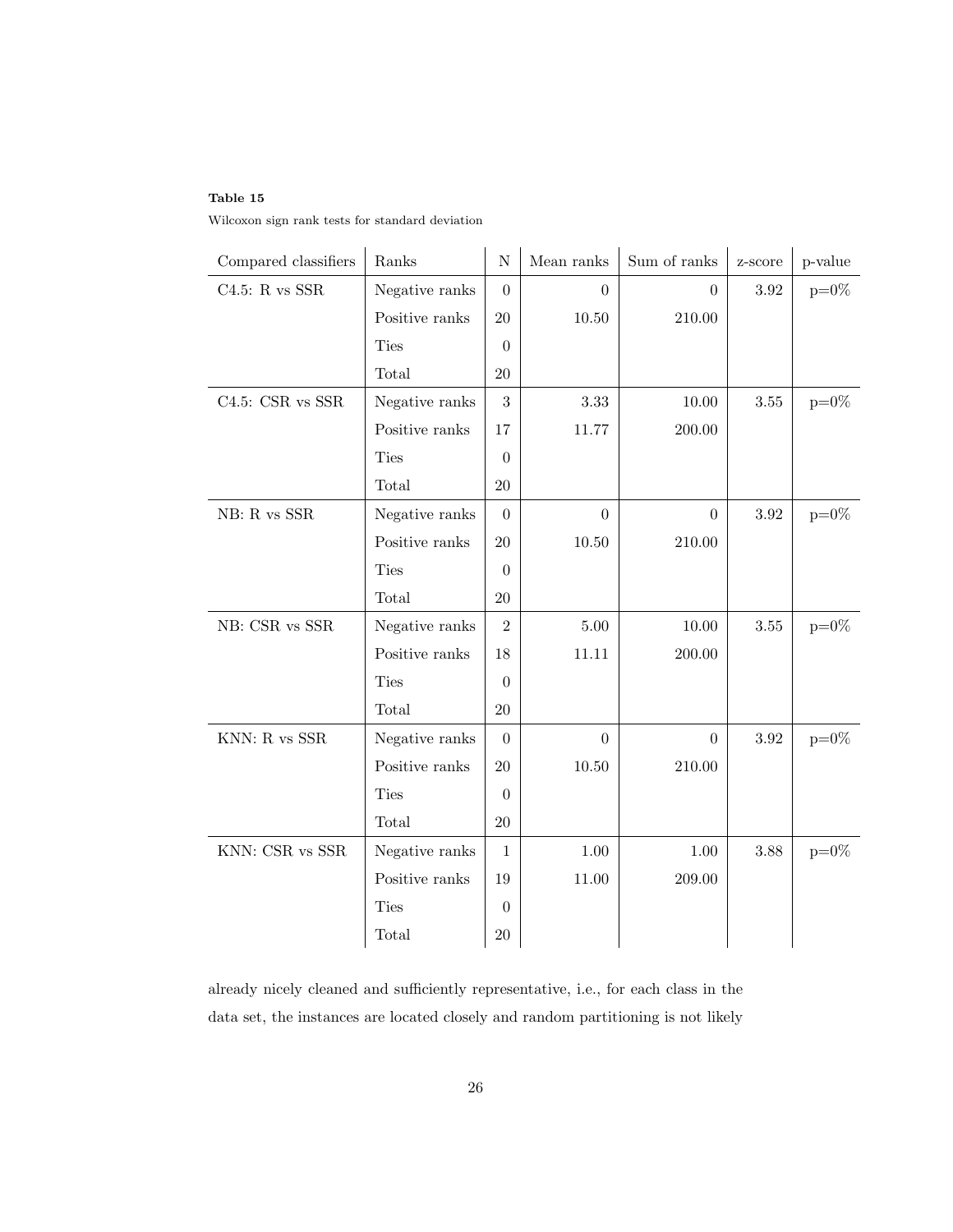**Table 15**

Wilcoxon sign rank tests for standard deviation

| Compared classifiers | Ranks | N | Mean ranks | Sum of ranks | z-score | p-value |
|---|---|---|---|---|---|---|
| C4.5: R vs SSR | Negative ranks | 0 | 0 | 0 | 3.92 | p=0% |
| | Positive ranks | 20 | 10.50 | 210.00 | | |
| | Ties | 0 | | | | |
| | Total | 20 | | | | |
| C4.5: CSR vs SSR | Negative ranks | 3 | 3.33 | 10.00 | 3.55 | p=0% |
| | Positive ranks | 17 | 11.77 | 200.00 | | |
| | Ties | 0 | | | | |
| | Total | 20 | | | | |
| NB: R vs SSR | Negative ranks | 0 | 0 | 0 | 3.92 | p=0% |
| | Positive ranks | 20 | 10.50 | 210.00 | | |
| | Ties | 0 | | | | |
| | Total | 20 | | | | |
| NB: CSR vs SSR | Negative ranks | 2 | 5.00 | 10.00 | 3.55 | p=0% |
| | Positive ranks | 18 | 11.11 | 200.00 | | |
| | Ties | 0 | | | | |
| | Total | 20 | | | | |
| KNN: R vs SSR | Negative ranks | 0 | 0 | 0 | 3.92 | p=0% |
| | Positive ranks | 20 | 10.50 | 210.00 | | |
| | Ties | 0 | | | | |
| | Total | 20 | | | | |
| KNN: CSR vs SSR | Negative ranks | 1 | 1.00 | 1.00 | 3.88 | p=0% |
| | Positive ranks | 19 | 11.00 | 209.00 | | |
| | Ties | 0 | | | | |
| | Total | 20 | | | | |

already nicely cleaned and sufficiently representative, i.e., for each class in the data set, the instances are located closely and random partitioning is not likely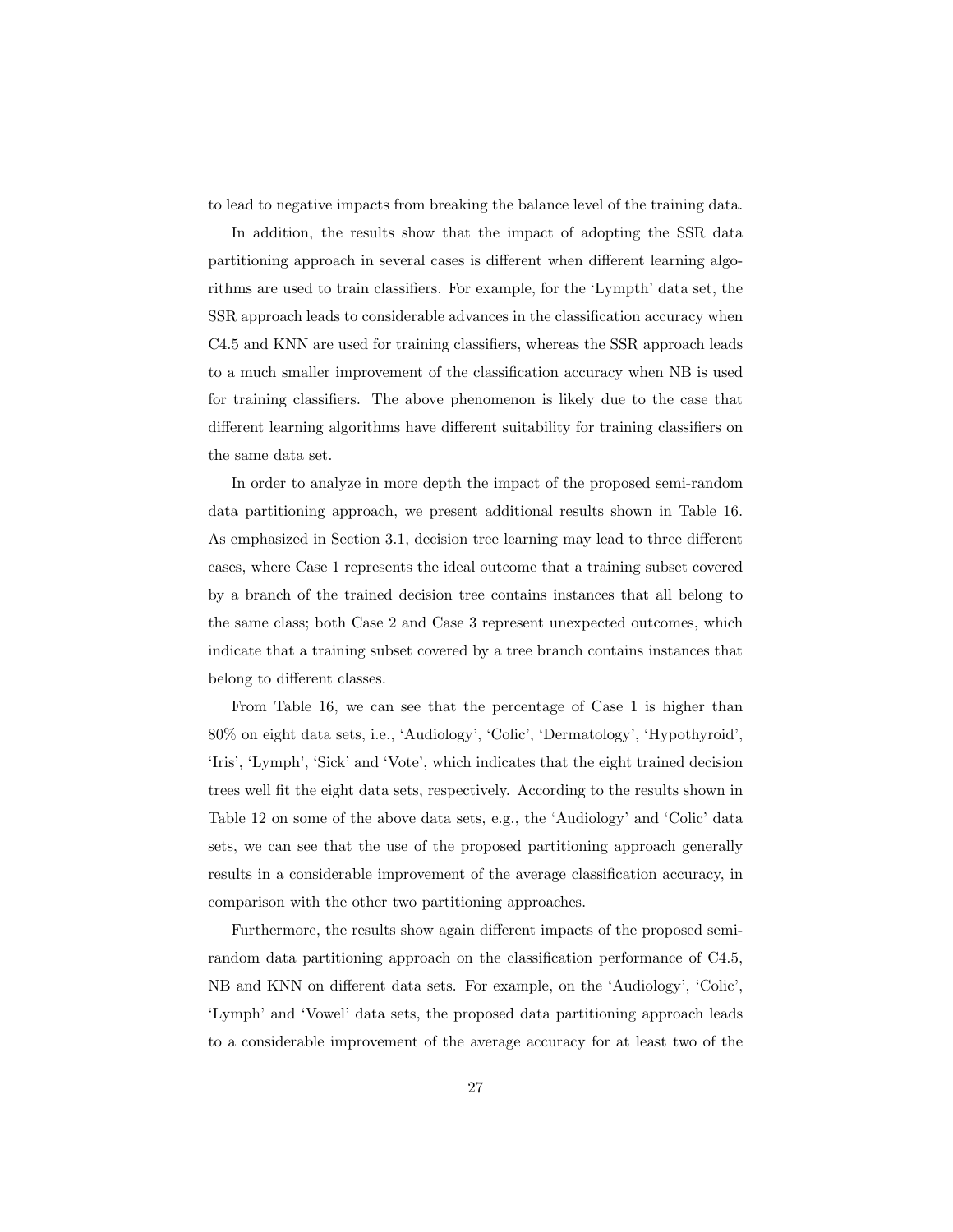to lead to negative impacts from breaking the balance level of the training data.

In addition, the results show that the impact of adopting the SSR data partitioning approach in several cases is different when different learning algorithms are used to train classifiers. For example, for the 'Lympth' data set, the SSR approach leads to considerable advances in the classification accuracy when C4.5 and KNN are used for training classifiers, whereas the SSR approach leads to a much smaller improvement of the classification accuracy when NB is used for training classifiers. The above phenomenon is likely due to the case that different learning algorithms have different suitability for training classifiers on the same data set.

In order to analyze in more depth the impact of the proposed semi-random data partitioning approach, we present additional results shown in Table 16. As emphasized in Section 3.1, decision tree learning may lead to three different cases, where Case 1 represents the ideal outcome that a training subset covered by a branch of the trained decision tree contains instances that all belong to the same class; both Case 2 and Case 3 represent unexpected outcomes, which indicate that a training subset covered by a tree branch contains instances that belong to different classes.

From Table 16, we can see that the percentage of Case 1 is higher than 80% on eight data sets, i.e., 'Audiology', 'Colic', 'Dermatology', 'Hypothyroid', 'Iris', 'Lymph', 'Sick' and 'Vote', which indicates that the eight trained decision trees well fit the eight data sets, respectively. According to the results shown in Table 12 on some of the above data sets, e.g., the 'Audiology' and 'Colic' data sets, we can see that the use of the proposed partitioning approach generally results in a considerable improvement of the average classification accuracy, in comparison with the other two partitioning approaches.

Furthermore, the results show again different impacts of the proposed semi-random data partitioning approach on the classification performance of C4.5, NB and KNN on different data sets. For example, on the 'Audiology', 'Colic', 'Lymph' and 'Vowel' data sets, the proposed data partitioning approach leads to a considerable improvement of the average accuracy for at least two of the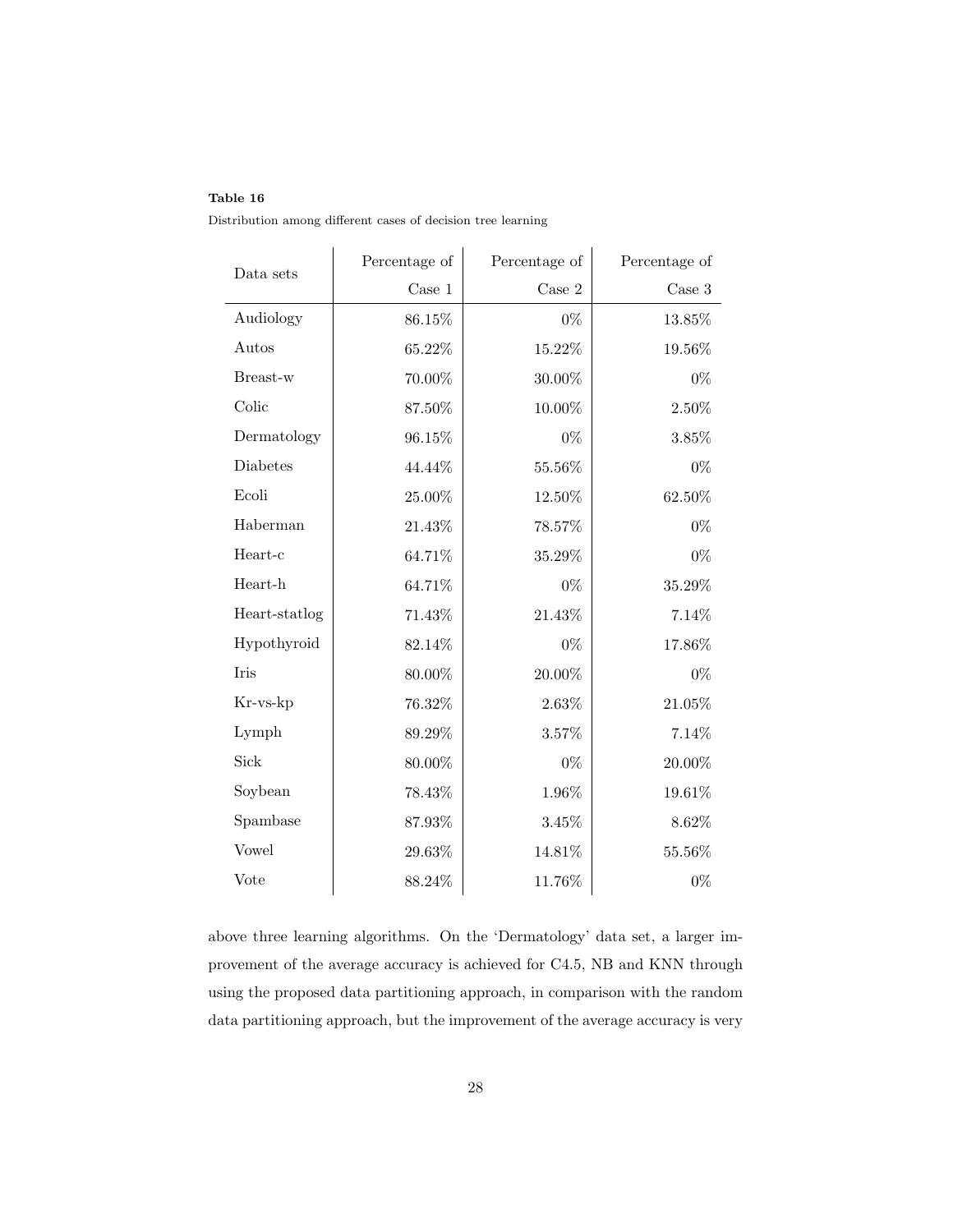**Table 16**

Distribution among different cases of decision tree learning

| Data sets | Percentage of Case 1 | Percentage of Case 2 | Percentage of Case 3 |
|---|---:|---:|---:|
| Audiology | 86.15% | 0% | 13.85% |
| Autos | 65.22% | 15.22% | 19.56% |
| Breast-w | 70.00% | 30.00% | 0% |
| Colic | 87.50% | 10.00% | 2.50% |
| Dermatology | 96.15% | 0% | 3.85% |
| Diabetes | 44.44% | 55.56% | 0% |
| Ecoli | 25.00% | 12.50% | 62.50% |
| Haberman | 21.43% | 78.57% | 0% |
| Heart-c | 64.71% | 35.29% | 0% |
| Heart-h | 64.71% | 0% | 35.29% |
| Heart-statlog | 71.43% | 21.43% | 7.14% |
| Hypothyroid | 82.14% | 0% | 17.86% |
| Iris | 80.00% | 20.00% | 0% |
| Kr-vs-kp | 76.32% | 2.63% | 21.05% |
| Lymph | 89.29% | 3.57% | 7.14% |
| Sick | 80.00% | 0% | 20.00% |
| Soybean | 78.43% | 1.96% | 19.61% |
| Spambase | 87.93% | 3.45% | 8.62% |
| Vowel | 29.63% | 14.81% | 55.56% |
| Vote | 88.24% | 11.76% | 0% |

above three learning algorithms. On the 'Dermatology' data set, a larger improvement of the average accuracy is achieved for C4.5, NB and KNN through using the proposed data partitioning approach, in comparison with the random data partitioning approach, but the improvement of the average accuracy is very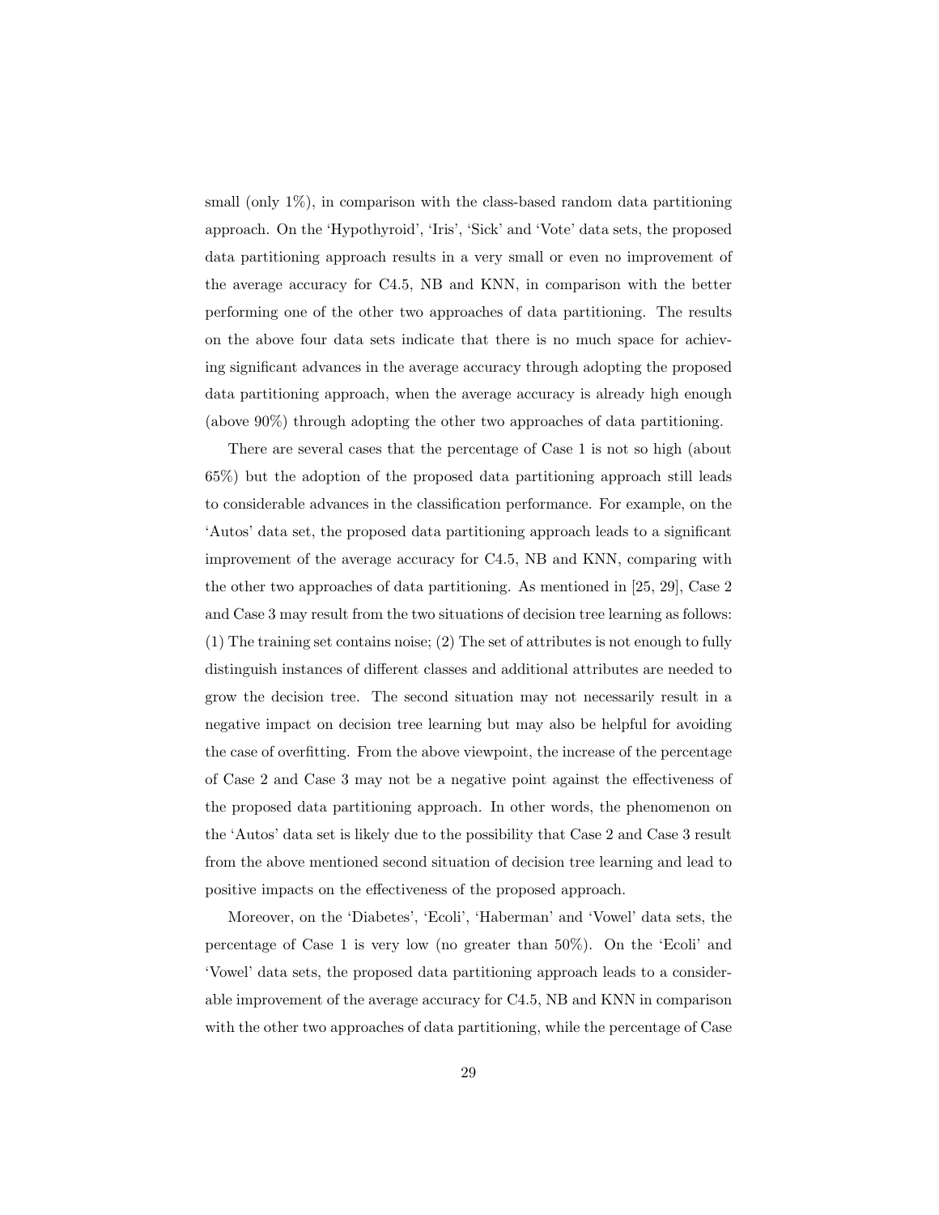small (only 1%), in comparison with the class-based random data partitioning approach. On the 'Hypothyroid', 'Iris', 'Sick' and 'Vote' data sets, the proposed data partitioning approach results in a very small or even no improvement of the average accuracy for C4.5, NB and KNN, in comparison with the better performing one of the other two approaches of data partitioning. The results on the above four data sets indicate that there is no much space for achieving significant advances in the average accuracy through adopting the proposed data partitioning approach, when the average accuracy is already high enough (above 90%) through adopting the other two approaches of data partitioning.

There are several cases that the percentage of Case 1 is not so high (about 65%) but the adoption of the proposed data partitioning approach still leads to considerable advances in the classification performance. For example, on the 'Autos' data set, the proposed data partitioning approach leads to a significant improvement of the average accuracy for C4.5, NB and KNN, comparing with the other two approaches of data partitioning. As mentioned in [25, 29], Case 2 and Case 3 may result from the two situations of decision tree learning as follows: (1) The training set contains noise; (2) The set of attributes is not enough to fully distinguish instances of different classes and additional attributes are needed to grow the decision tree. The second situation may not necessarily result in a negative impact on decision tree learning but may also be helpful for avoiding the case of overfitting. From the above viewpoint, the increase of the percentage of Case 2 and Case 3 may not be a negative point against the effectiveness of the proposed data partitioning approach. In other words, the phenomenon on the 'Autos' data set is likely due to the possibility that Case 2 and Case 3 result from the above mentioned second situation of decision tree learning and lead to positive impacts on the effectiveness of the proposed approach.

Moreover, on the 'Diabetes', 'Ecoli', 'Haberman' and 'Vowel' data sets, the percentage of Case 1 is very low (no greater than 50%). On the 'Ecoli' and 'Vowel' data sets, the proposed data partitioning approach leads to a considerable improvement of the average accuracy for C4.5, NB and KNN in comparison with the other two approaches of data partitioning, while the percentage of Case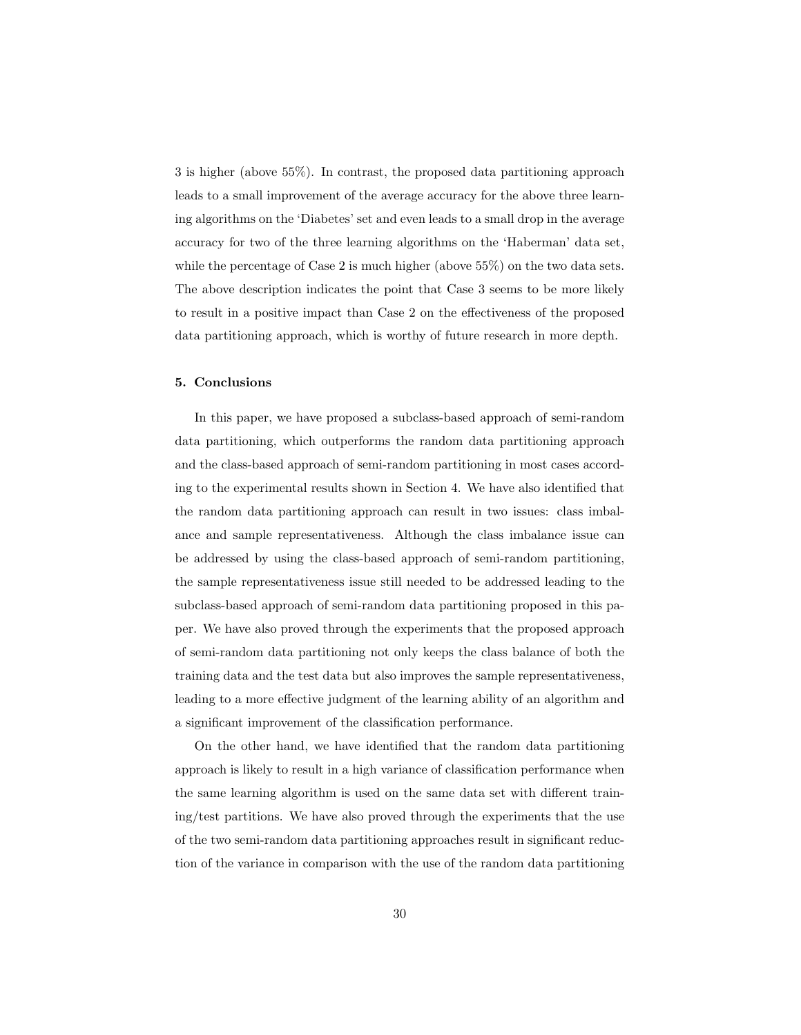3 is higher (above 55%). In contrast, the proposed data partitioning approach leads to a small improvement of the average accuracy for the above three learning algorithms on the 'Diabetes' set and even leads to a small drop in the average accuracy for two of the three learning algorithms on the 'Haberman' data set, while the percentage of Case 2 is much higher (above 55%) on the two data sets. The above description indicates the point that Case 3 seems to be more likely to result in a positive impact than Case 2 on the effectiveness of the proposed data partitioning approach, which is worthy of future research in more depth.

## 5. Conclusions

In this paper, we have proposed a subclass-based approach of semi-random data partitioning, which outperforms the random data partitioning approach and the class-based approach of semi-random partitioning in most cases according to the experimental results shown in Section 4. We have also identified that the random data partitioning approach can result in two issues: class imbalance and sample representativeness. Although the class imbalance issue can be addressed by using the class-based approach of semi-random partitioning, the sample representativeness issue still needed to be addressed leading to the subclass-based approach of semi-random data partitioning proposed in this paper. We have also proved through the experiments that the proposed approach of semi-random data partitioning not only keeps the class balance of both the training data and the test data but also improves the sample representativeness, leading to a more effective judgment of the learning ability of an algorithm and a significant improvement of the classification performance.

On the other hand, we have identified that the random data partitioning approach is likely to result in a high variance of classification performance when the same learning algorithm is used on the same data set with different training/test partitions. We have also proved through the experiments that the use of the two semi-random data partitioning approaches result in significant reduction of the variance in comparison with the use of the random data partitioning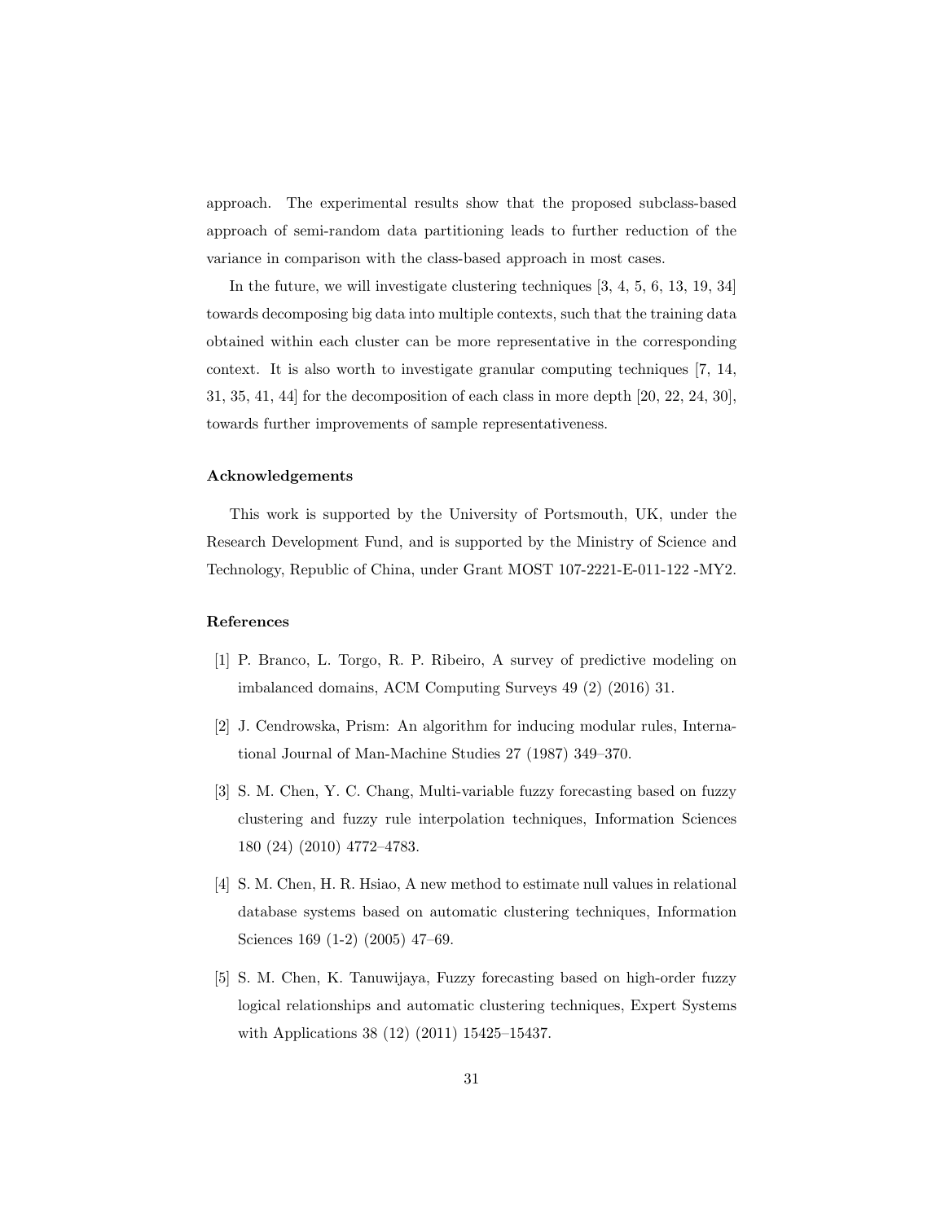approach. The experimental results show that the proposed subclass-based approach of semi-random data partitioning leads to further reduction of the variance in comparison with the class-based approach in most cases.

In the future, we will investigate clustering techniques [3, 4, 5, 6, 13, 19, 34] towards decomposing big data into multiple contexts, such that the training data obtained within each cluster can be more representative in the corresponding context. It is also worth to investigate granular computing techniques [7, 14, 31, 35, 41, 44] for the decomposition of each class in more depth [20, 22, 24, 30], towards further improvements of sample representativeness.

#### Acknowledgements

This work is supported by the University of Portsmouth, UK, under the Research Development Fund, and is supported by the Ministry of Science and Technology, Republic of China, under Grant MOST 107-2221-E-011-122 -MY2.

#### References

[1] P. Branco, L. Torgo, R. P. Ribeiro, A survey of predictive modeling on imbalanced domains, ACM Computing Surveys 49 (2) (2016) 31.

[2] J. Cendrowska, Prism: An algorithm for inducing modular rules, International Journal of Man-Machine Studies 27 (1987) 349–370.

[3] S. M. Chen, Y. C. Chang, Multi-variable fuzzy forecasting based on fuzzy clustering and fuzzy rule interpolation techniques, Information Sciences 180 (24) (2010) 4772–4783.

[4] S. M. Chen, H. R. Hsiao, A new method to estimate null values in relational database systems based on automatic clustering techniques, Information Sciences 169 (1-2) (2005) 47–69.

[5] S. M. Chen, K. Tanuwijaya, Fuzzy forecasting based on high-order fuzzy logical relationships and automatic clustering techniques, Expert Systems with Applications 38 (12) (2011) 15425–15437.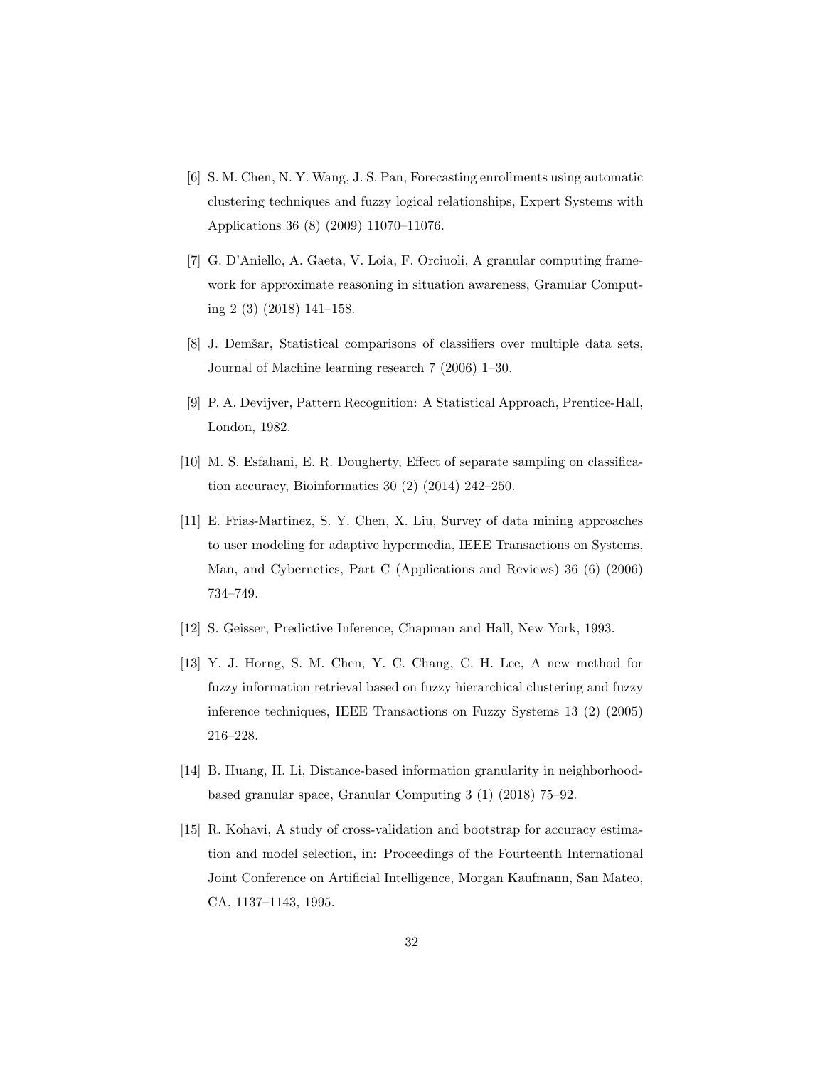[6] S. M. Chen, N. Y. Wang, J. S. Pan, Forecasting enrollments using automatic clustering techniques and fuzzy logical relationships, Expert Systems with Applications 36 (8) (2009) 11070–11076.

[7] G. D'Aniello, A. Gaeta, V. Loia, F. Orciuoli, A granular computing framework for approximate reasoning in situation awareness, Granular Computing 2 (3) (2018) 141–158.

[8] J. Demšar, Statistical comparisons of classifiers over multiple data sets, Journal of Machine learning research 7 (2006) 1–30.

[9] P. A. Devijver, Pattern Recognition: A Statistical Approach, Prentice-Hall, London, 1982.

[10] M. S. Esfahani, E. R. Dougherty, Effect of separate sampling on classification accuracy, Bioinformatics 30 (2) (2014) 242–250.

[11] E. Frias-Martinez, S. Y. Chen, X. Liu, Survey of data mining approaches to user modeling for adaptive hypermedia, IEEE Transactions on Systems, Man, and Cybernetics, Part C (Applications and Reviews) 36 (6) (2006) 734–749.

[12] S. Geisser, Predictive Inference, Chapman and Hall, New York, 1993.

[13] Y. J. Horng, S. M. Chen, Y. C. Chang, C. H. Lee, A new method for fuzzy information retrieval based on fuzzy hierarchical clustering and fuzzy inference techniques, IEEE Transactions on Fuzzy Systems 13 (2) (2005) 216–228.

[14] B. Huang, H. Li, Distance-based information granularity in neighborhood-based granular space, Granular Computing 3 (1) (2018) 75–92.

[15] R. Kohavi, A study of cross-validation and bootstrap for accuracy estimation and model selection, in: Proceedings of the Fourteenth International Joint Conference on Artificial Intelligence, Morgan Kaufmann, San Mateo, CA, 1137–1143, 1995.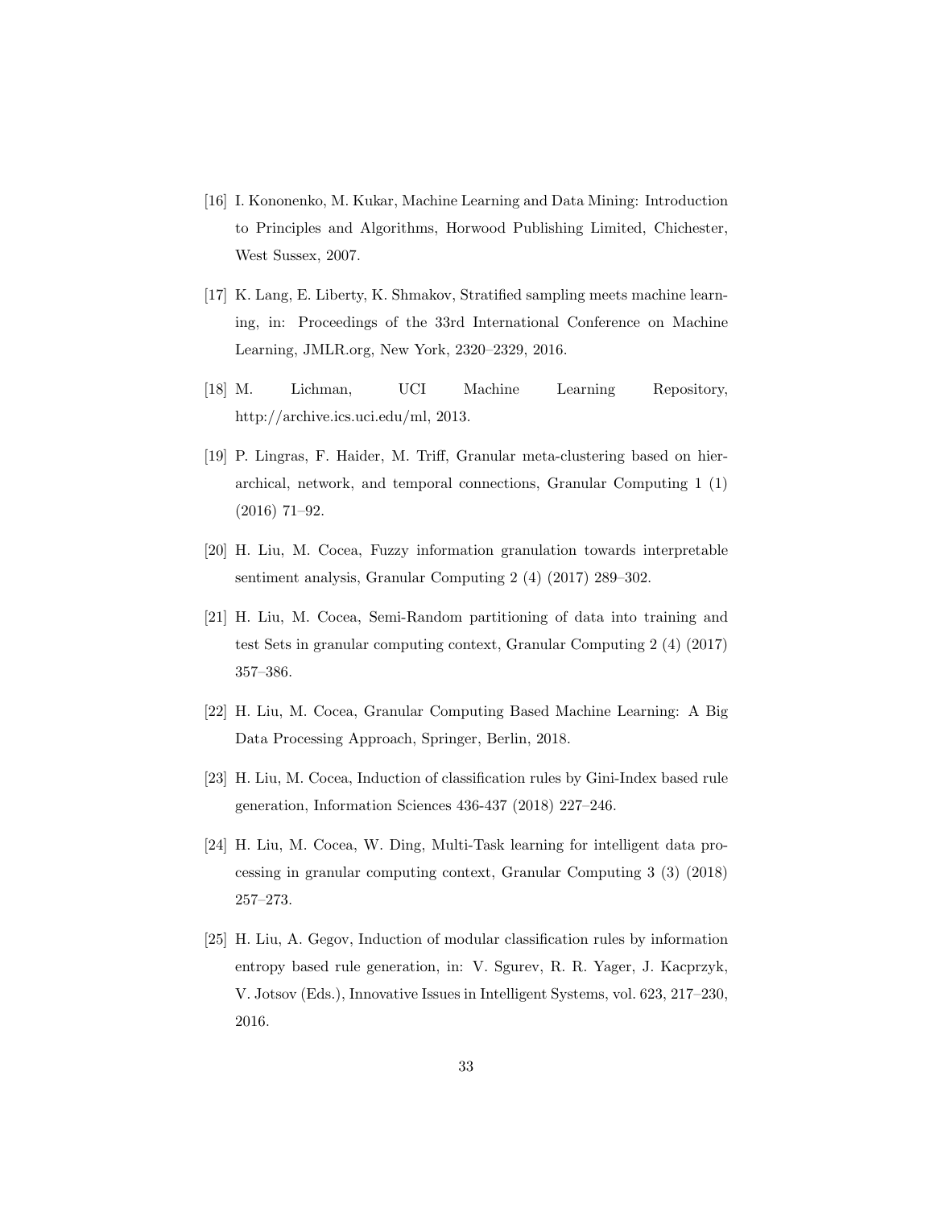[16] I. Kononenko, M. Kukar, Machine Learning and Data Mining: Introduction to Principles and Algorithms, Horwood Publishing Limited, Chichester, West Sussex, 2007.

[17] K. Lang, E. Liberty, K. Shmakov, Stratified sampling meets machine learning, in: Proceedings of the 33rd International Conference on Machine Learning, JMLR.org, New York, 2320–2329, 2016.

[18] M. Lichman, UCI Machine Learning Repository, http://archive.ics.uci.edu/ml, 2013.

[19] P. Lingras, F. Haider, M. Triff, Granular meta-clustering based on hierarchical, network, and temporal connections, Granular Computing 1 (1) (2016) 71–92.

[20] H. Liu, M. Cocea, Fuzzy information granulation towards interpretable sentiment analysis, Granular Computing 2 (4) (2017) 289–302.

[21] H. Liu, M. Cocea, Semi-Random partitioning of data into training and test Sets in granular computing context, Granular Computing 2 (4) (2017) 357–386.

[22] H. Liu, M. Cocea, Granular Computing Based Machine Learning: A Big Data Processing Approach, Springer, Berlin, 2018.

[23] H. Liu, M. Cocea, Induction of classification rules by Gini-Index based rule generation, Information Sciences 436-437 (2018) 227–246.

[24] H. Liu, M. Cocea, W. Ding, Multi-Task learning for intelligent data processing in granular computing context, Granular Computing 3 (3) (2018) 257–273.

[25] H. Liu, A. Gegov, Induction of modular classification rules by information entropy based rule generation, in: V. Sgurev, R. R. Yager, J. Kacprzyk, V. Jotsov (Eds.), Innovative Issues in Intelligent Systems, vol. 623, 217–230, 2016.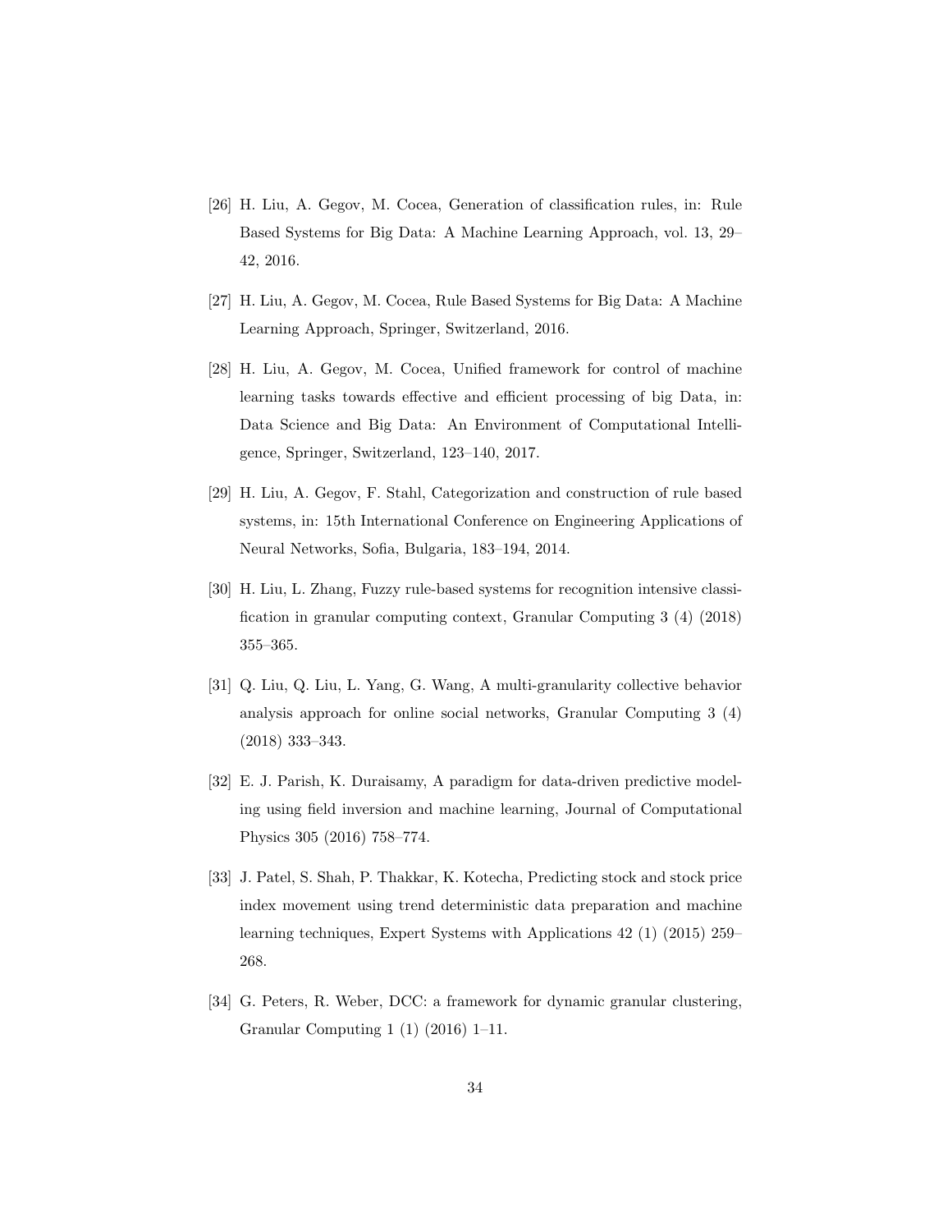[26] H. Liu, A. Gegov, M. Cocea, Generation of classification rules, in: Rule Based Systems for Big Data: A Machine Learning Approach, vol. 13, 29–42, 2016.

[27] H. Liu, A. Gegov, M. Cocea, Rule Based Systems for Big Data: A Machine Learning Approach, Springer, Switzerland, 2016.

[28] H. Liu, A. Gegov, M. Cocea, Unified framework for control of machine learning tasks towards effective and efficient processing of big Data, in: Data Science and Big Data: An Environment of Computational Intelligence, Springer, Switzerland, 123–140, 2017.

[29] H. Liu, A. Gegov, F. Stahl, Categorization and construction of rule based systems, in: 15th International Conference on Engineering Applications of Neural Networks, Sofia, Bulgaria, 183–194, 2014.

[30] H. Liu, L. Zhang, Fuzzy rule-based systems for recognition intensive classification in granular computing context, Granular Computing 3 (4) (2018) 355–365.

[31] Q. Liu, Q. Liu, L. Yang, G. Wang, A multi-granularity collective behavior analysis approach for online social networks, Granular Computing 3 (4) (2018) 333–343.

[32] E. J. Parish, K. Duraisamy, A paradigm for data-driven predictive modeling using field inversion and machine learning, Journal of Computational Physics 305 (2016) 758–774.

[33] J. Patel, S. Shah, P. Thakkar, K. Kotecha, Predicting stock and stock price index movement using trend deterministic data preparation and machine learning techniques, Expert Systems with Applications 42 (1) (2015) 259–268.

[34] G. Peters, R. Weber, DCC: a framework for dynamic granular clustering, Granular Computing 1 (1) (2016) 1–11.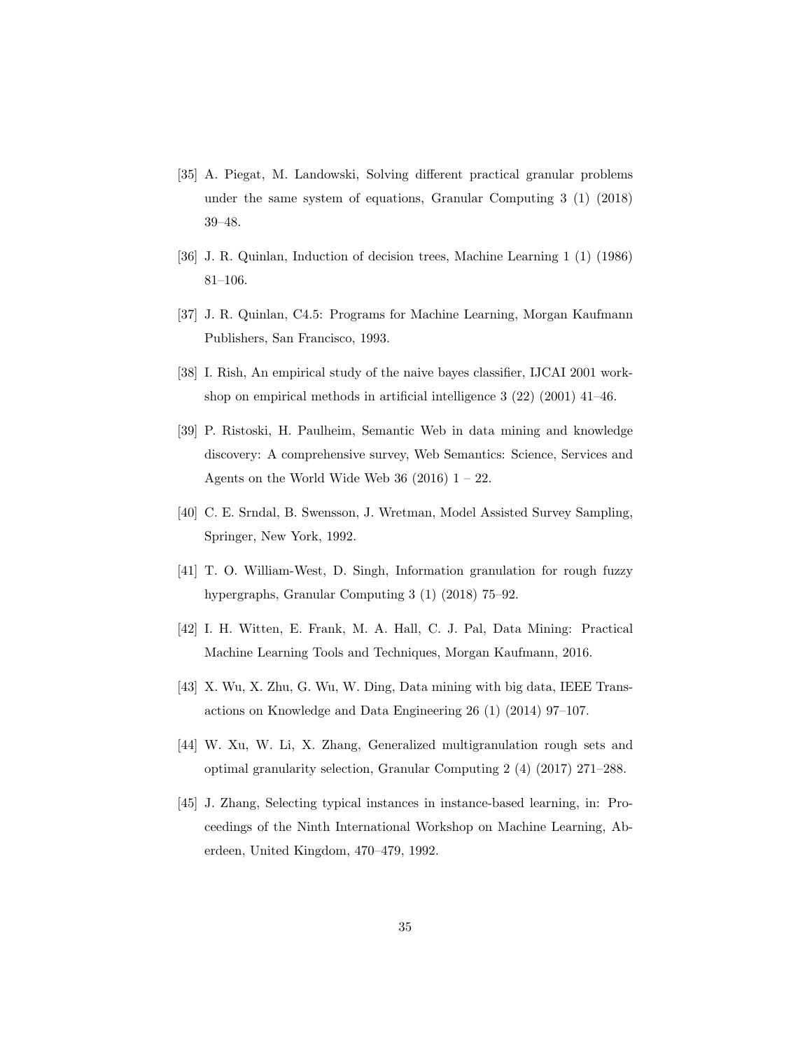[35] A. Piegat, M. Landowski, Solving different practical granular problems under the same system of equations, Granular Computing 3 (1) (2018) 39–48.

[36] J. R. Quinlan, Induction of decision trees, Machine Learning 1 (1) (1986) 81–106.

[37] J. R. Quinlan, C4.5: Programs for Machine Learning, Morgan Kaufmann Publishers, San Francisco, 1993.

[38] I. Rish, An empirical study of the naive bayes classifier, IJCAI 2001 workshop on empirical methods in artificial intelligence 3 (22) (2001) 41–46.

[39] P. Ristoski, H. Paulheim, Semantic Web in data mining and knowledge discovery: A comprehensive survey, Web Semantics: Science, Services and Agents on the World Wide Web 36 (2016) 1 – 22.

[40] C. E. Srndal, B. Swensson, J. Wretman, Model Assisted Survey Sampling, Springer, New York, 1992.

[41] T. O. William-West, D. Singh, Information granulation for rough fuzzy hypergraphs, Granular Computing 3 (1) (2018) 75–92.

[42] I. H. Witten, E. Frank, M. A. Hall, C. J. Pal, Data Mining: Practical Machine Learning Tools and Techniques, Morgan Kaufmann, 2016.

[43] X. Wu, X. Zhu, G. Wu, W. Ding, Data mining with big data, IEEE Transactions on Knowledge and Data Engineering 26 (1) (2014) 97–107.

[44] W. Xu, W. Li, X. Zhang, Generalized multigranulation rough sets and optimal granularity selection, Granular Computing 2 (4) (2017) 271–288.

[45] J. Zhang, Selecting typical instances in instance-based learning, in: Proceedings of the Ninth International Workshop on Machine Learning, Aberdeen, United Kingdom, 470–479, 1992.